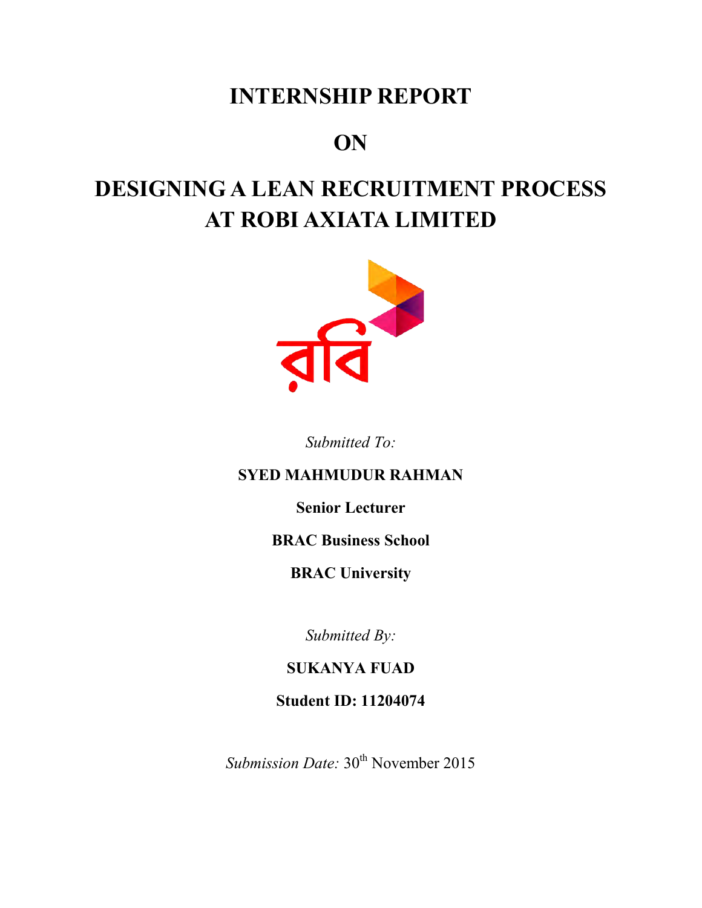# INTERNSHIP REPORT

# ON

# DESIGNING A LEAN RECRUITMENT PROCESS AT ROBI AXIATA LIMITED

*Submitted To:*

**SYED MAHMUDUR RAHMAN**

**Senior Lecturer**

**BRAC Business School**

**BRAC University**

*Submitted By:*

**SUKANYA FUAD**

**Student ID: 11204074**

*Submission Date:* 30th November 2015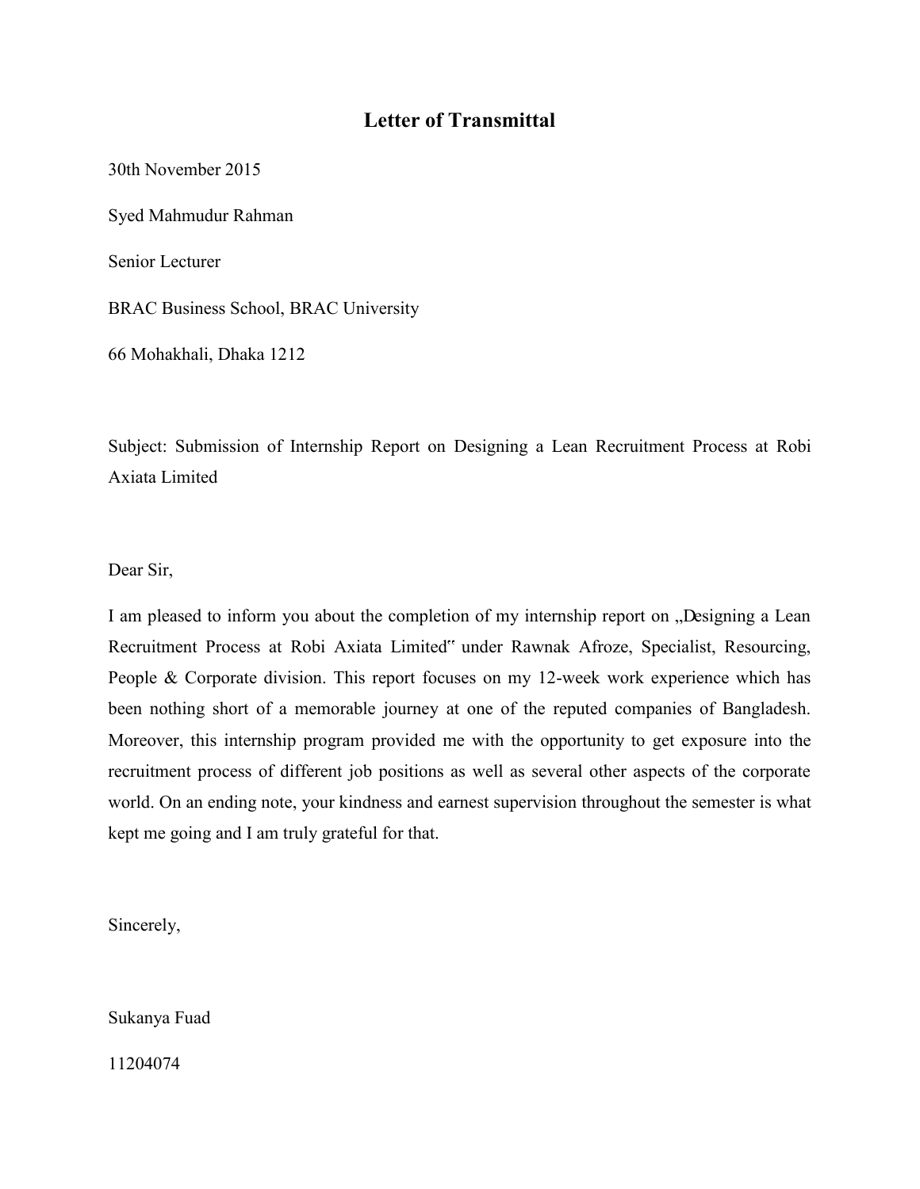# Letter of Transmittal

30th November 2015

Syed Mahmudur Rahman

Senior Lecturer

BRAC Business School, BRAC University

66 Mohakhali, Dhaka 1212

Subject: Submission of Internship Report on Designing a Lean Recruitment Process at Robi Axiata Limited

Dear Sir,

I am pleased to inform you about the completion of my internship report on „Designing a Lean Recruitment Process at Robi Axiata Limited‟ under Rawnak Afroze, Specialist, Resourcing, People & Corporate division. This report focuses on my 12-week work experience which has been nothing short of a memorable journey at one of the reputed companies of Bangladesh. Moreover, this internship program provided me with the opportunity to get exposure into the recruitment process of different job positions as well as several other aspects of the corporate world. On an ending note, your kindness and earnest supervision throughout the semester is what kept me going and I am truly grateful for that.

Sincerely,

Sukanya Fuad

11204074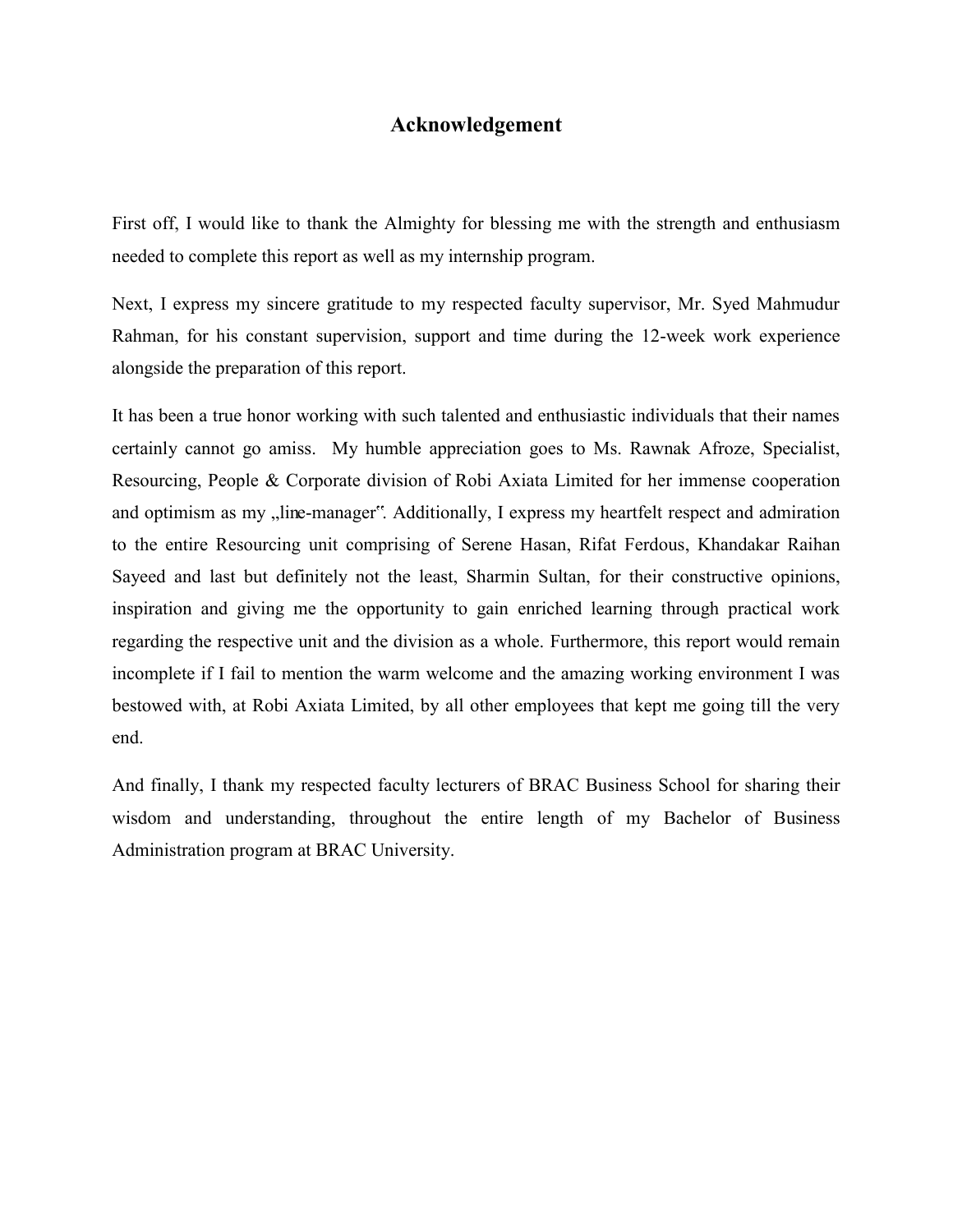# Acknowledgement

First off, I would like to thank the Almighty for blessing me with the strength and enthusiasm needed to complete this report as well as my internship program.

Next, I express my sincere gratitude to my respected faculty supervisor, Mr. Syed Mahmudur Rahman, for his constant supervision, support and time during the 12-week work experience alongside the preparation of this report.

It has been a true honor working with such talented and enthusiastic individuals that their names certainly cannot go amiss. My humble appreciation goes to Ms. Rawnak Afroze, Specialist, Resourcing, People & Corporate division of Robi Axiata Limited for her immense cooperation and optimism as my „line-manager‟. Additionally, I express my heartfelt respect and admiration to the entire Resourcing unit comprising of Serene Hasan, Rifat Ferdous, Khandakar Raihan Sayeed and last but definitely not the least, Sharmin Sultan, for their constructive opinions, inspiration and giving me the opportunity to gain enriched learning through practical work regarding the respective unit and the division as a whole. Furthermore, this report would remain incomplete if I fail to mention the warm welcome and the amazing working environment I was bestowed with, at Robi Axiata Limited, by all other employees that kept me going till the very end.

And finally, I thank my respected faculty lecturers of BRAC Business School for sharing their wisdom and understanding, throughout the entire length of my Bachelor of Business Administration program at BRAC University.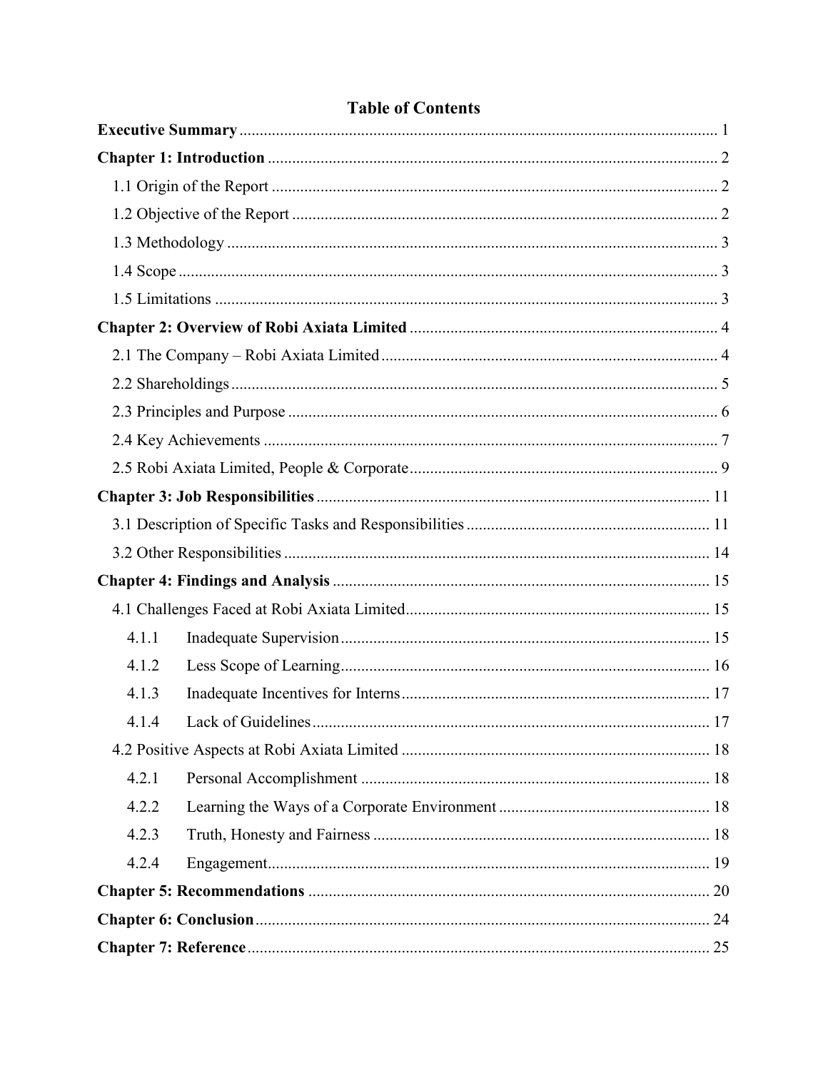# Table of Contents

**Executive Summary** ..... 1

**Chapter 1: Introduction** ..... 2

1.1 Origin of the Report ..... 2

1.2 Objective of the Report ..... 2

1.3 Methodology ..... 3

1.4 Scope ..... 3

1.5 Limitations ..... 3

**Chapter 2: Overview of Robi Axiata Limited** ..... 4

2.1 The Company – Robi Axiata Limited ..... 4

2.2 Shareholdings ..... 5

2.3 Principles and Purpose ..... 6

2.4 Key Achievements ..... 7

2.5 Robi Axiata Limited, People & Corporate ..... 9

**Chapter 3: Job Responsibilities** ..... 11

3.1 Description of Specific Tasks and Responsibilities ..... 11

3.2 Other Responsibilities ..... 14

**Chapter 4: Findings and Analysis** ..... 15

4.1 Challenges Faced at Robi Axiata Limited ..... 15

4.1.1 Inadequate Supervision ..... 15

4.1.2 Less Scope of Learning ..... 16

4.1.3 Inadequate Incentives for Interns ..... 17

4.1.4 Lack of Guidelines ..... 17

4.2 Positive Aspects at Robi Axiata Limited ..... 18

4.2.1 Personal Accomplishment ..... 18

4.2.2 Learning the Ways of a Corporate Environment ..... 18

4.2.3 Truth, Honesty and Fairness ..... 18

4.2.4 Engagement ..... 19

**Chapter 5: Recommendations** ..... 20

**Chapter 6: Conclusion** ..... 24

**Chapter 7: Reference** ..... 25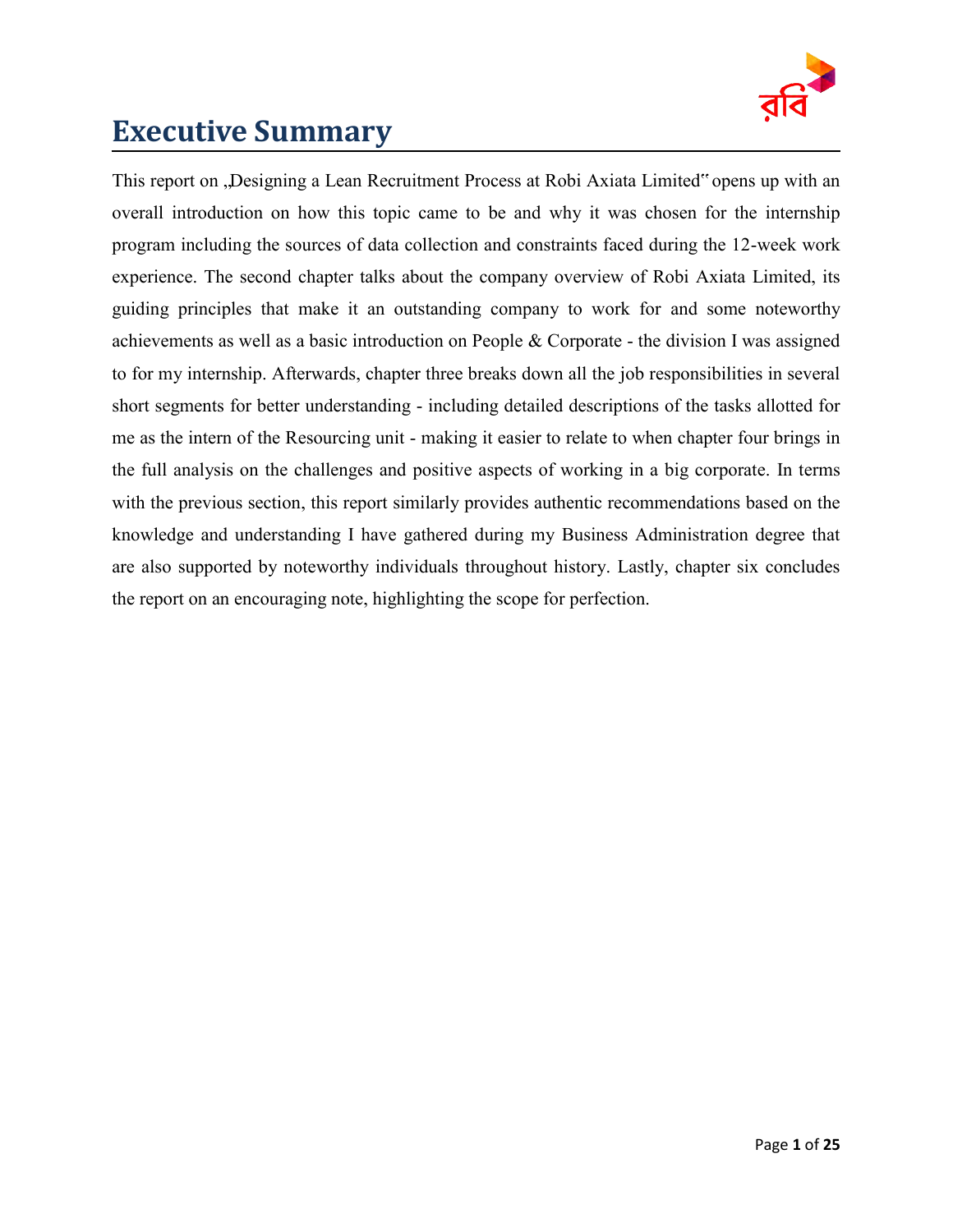# Executive Summary

This report on „Designing a Lean Recruitment Process at Robi Axiata Limited" opens up with an overall introduction on how this topic came to be and why it was chosen for the internship program including the sources of data collection and constraints faced during the 12-week work experience. The second chapter talks about the company overview of Robi Axiata Limited, its guiding principles that make it an outstanding company to work for and some noteworthy achievements as well as a basic introduction on People & Corporate - the division I was assigned to for my internship. Afterwards, chapter three breaks down all the job responsibilities in several short segments for better understanding - including detailed descriptions of the tasks allotted for me as the intern of the Resourcing unit - making it easier to relate to when chapter four brings in the full analysis on the challenges and positive aspects of working in a big corporate. In terms with the previous section, this report similarly provides authentic recommendations based on the knowledge and understanding I have gathered during my Business Administration degree that are also supported by noteworthy individuals throughout history. Lastly, chapter six concludes the report on an encouraging note, highlighting the scope for perfection.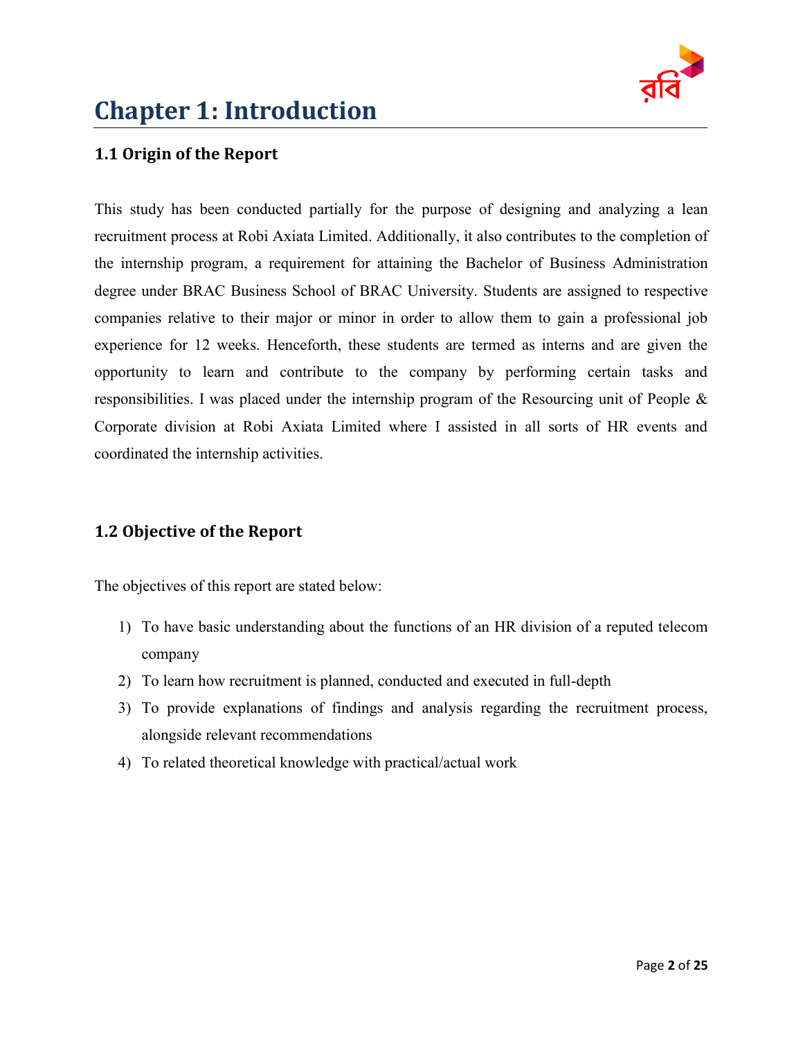# Chapter 1: Introduction

## 1.1 Origin of the Report

This study has been conducted partially for the purpose of designing and analyzing a lean recruitment process at Robi Axiata Limited. Additionally, it also contributes to the completion of the internship program, a requirement for attaining the Bachelor of Business Administration degree under BRAC Business School of BRAC University. Students are assigned to respective companies relative to their major or minor in order to allow them to gain a professional job experience for 12 weeks. Henceforth, these students are termed as interns and are given the opportunity to learn and contribute to the company by performing certain tasks and responsibilities. I was placed under the internship program of the Resourcing unit of People & Corporate division at Robi Axiata Limited where I assisted in all sorts of HR events and coordinated the internship activities.

## 1.2 Objective of the Report

The objectives of this report are stated below:

1) To have basic understanding about the functions of an HR division of a reputed telecom company
2) To learn how recruitment is planned, conducted and executed in full-depth
3) To provide explanations of findings and analysis regarding the recruitment process, alongside relevant recommendations
4) To related theoretical knowledge with practical/actual work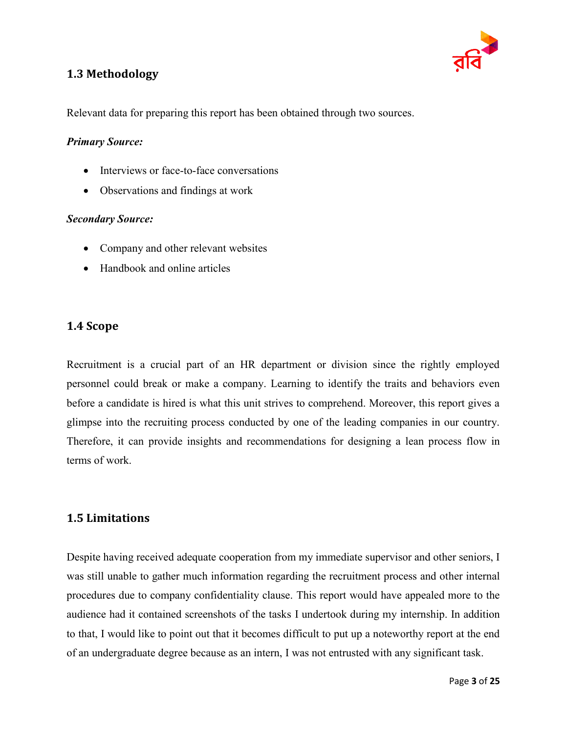## 1.3 Methodology

Relevant data for preparing this report has been obtained through two sources.

***Primary Source:***

- Interviews or face-to-face conversations
- Observations and findings at work

***Secondary Source:***

- Company and other relevant websites
- Handbook and online articles

## 1.4 Scope

Recruitment is a crucial part of an HR department or division since the rightly employed personnel could break or make a company. Learning to identify the traits and behaviors even before a candidate is hired is what this unit strives to comprehend. Moreover, this report gives a glimpse into the recruiting process conducted by one of the leading companies in our country. Therefore, it can provide insights and recommendations for designing a lean process flow in terms of work.

## 1.5 Limitations

Despite having received adequate cooperation from my immediate supervisor and other seniors, I was still unable to gather much information regarding the recruitment process and other internal procedures due to company confidentiality clause. This report would have appealed more to the audience had it contained screenshots of the tasks I undertook during my internship. In addition to that, I would like to point out that it becomes difficult to put up a noteworthy report at the end of an undergraduate degree because as an intern, I was not entrusted with any significant task.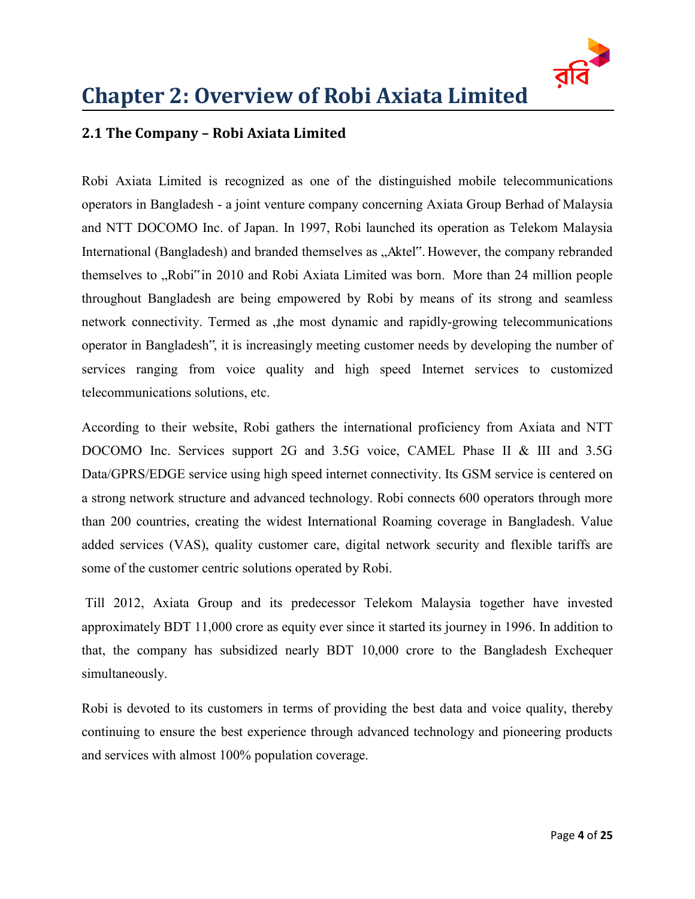# Chapter 2: Overview of Robi Axiata Limited

## 2.1 The Company – Robi Axiata Limited

Robi Axiata Limited is recognized as one of the distinguished mobile telecommunications operators in Bangladesh - a joint venture company concerning Axiata Group Berhad of Malaysia and NTT DOCOMO Inc. of Japan. In 1997, Robi launched its operation as Telekom Malaysia International (Bangladesh) and branded themselves as „Aktel". However, the company rebranded themselves to „Robi" in 2010 and Robi Axiata Limited was born. More than 24 million people throughout Bangladesh are being empowered by Robi by means of its strong and seamless network connectivity. Termed as „the most dynamic and rapidly-growing telecommunications operator in Bangladesh", it is increasingly meeting customer needs by developing the number of services ranging from voice quality and high speed Internet services to customized telecommunications solutions, etc.

According to their website, Robi gathers the international proficiency from Axiata and NTT DOCOMO Inc. Services support 2G and 3.5G voice, CAMEL Phase II & III and 3.5G Data/GPRS/EDGE service using high speed internet connectivity. Its GSM service is centered on a strong network structure and advanced technology. Robi connects 600 operators through more than 200 countries, creating the widest International Roaming coverage in Bangladesh. Value added services (VAS), quality customer care, digital network security and flexible tariffs are some of the customer centric solutions operated by Robi.

Till 2012, Axiata Group and its predecessor Telekom Malaysia together have invested approximately BDT 11,000 crore as equity ever since it started its journey in 1996. In addition to that, the company has subsidized nearly BDT 10,000 crore to the Bangladesh Exchequer simultaneously.

Robi is devoted to its customers in terms of providing the best data and voice quality, thereby continuing to ensure the best experience through advanced technology and pioneering products and services with almost 100% population coverage.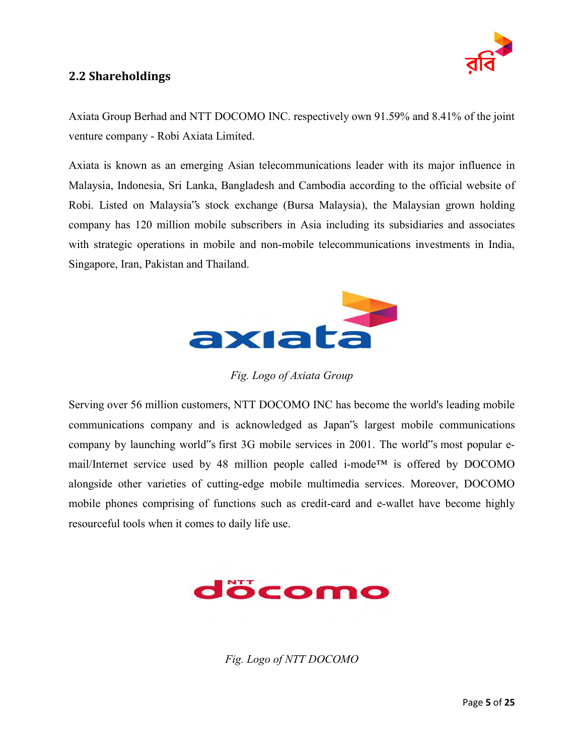## 2.2 Shareholdings

Axiata Group Berhad and NTT DOCOMO INC. respectively own 91.59% and 8.41% of the joint venture company - Robi Axiata Limited.

Axiata is known as an emerging Asian telecommunications leader with its major influence in Malaysia, Indonesia, Sri Lanka, Bangladesh and Cambodia according to the official website of Robi. Listed on Malaysia"s stock exchange (Bursa Malaysia), the Malaysian grown holding company has 120 million mobile subscribers in Asia including its subsidiaries and associates with strategic operations in mobile and non-mobile telecommunications investments in India, Singapore, Iran, Pakistan and Thailand.

*Fig. Logo of Axiata Group*

Serving over 56 million customers, NTT DOCOMO INC has become the world's leading mobile communications company and is acknowledged as Japan"s largest mobile communications company by launching world"s first 3G mobile services in 2001. The world"s most popular e-mail/Internet service used by 48 million people called i-mode™ is offered by DOCOMO alongside other varieties of cutting-edge mobile multimedia services. Moreover, DOCOMO mobile phones comprising of functions such as credit-card and e-wallet have become highly resourceful tools when it comes to daily life use.

*Fig. Logo of NTT DOCOMO*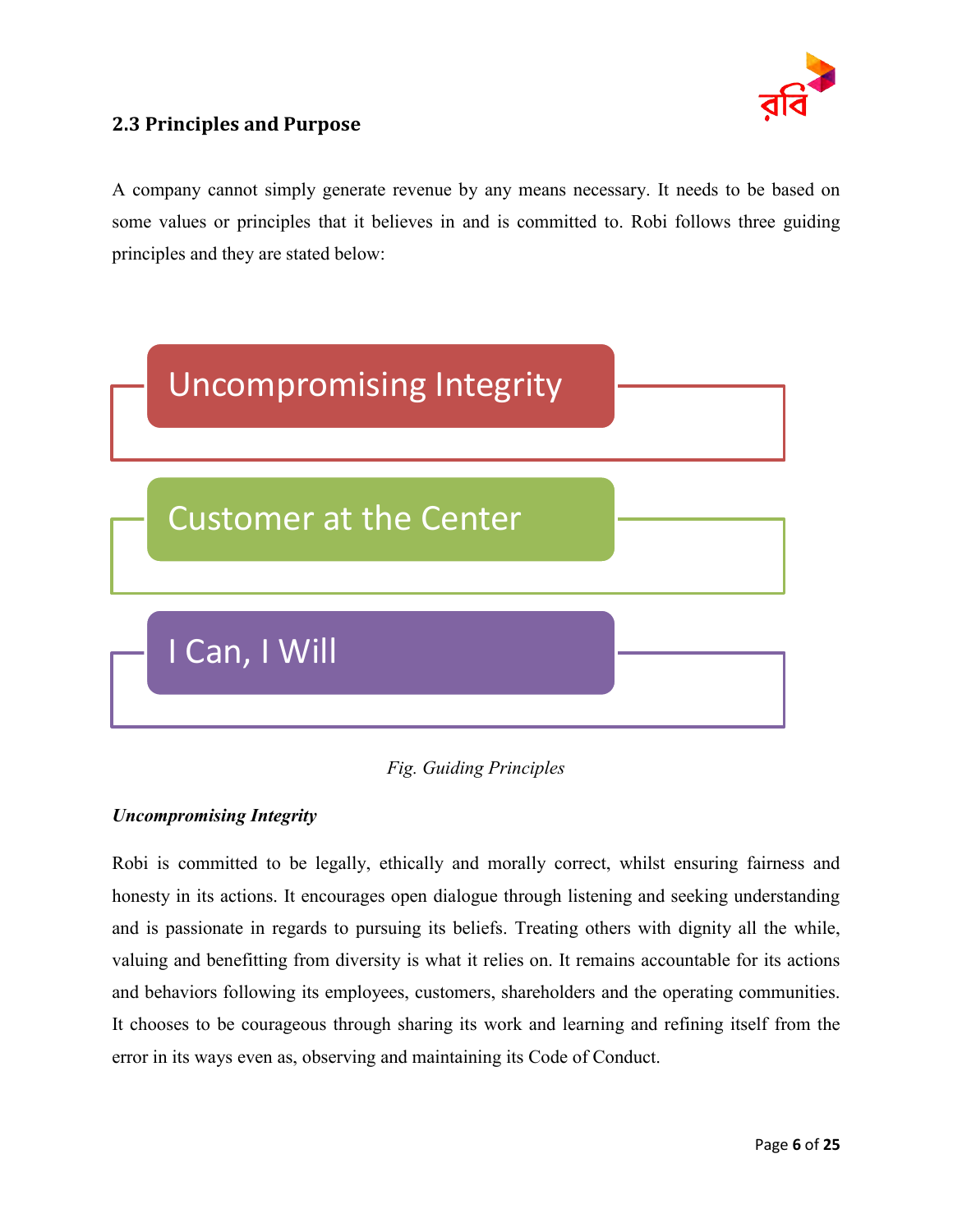## 2.3 Principles and Purpose

A company cannot simply generate revenue by any means necessary. It needs to be based on some values or principles that it believes in and is committed to. Robi follows three guiding principles and they are stated below:

Uncompromising Integrity

Customer at the Center

I Can, I Will

*Fig. Guiding Principles*

***Uncompromising Integrity***

Robi is committed to be legally, ethically and morally correct, whilst ensuring fairness and honesty in its actions. It encourages open dialogue through listening and seeking understanding and is passionate in regards to pursuing its beliefs. Treating others with dignity all the while, valuing and benefitting from diversity is what it relies on. It remains accountable for its actions and behaviors following its employees, customers, shareholders and the operating communities. It chooses to be courageous through sharing its work and learning and refining itself from the error in its ways even as, observing and maintaining its Code of Conduct.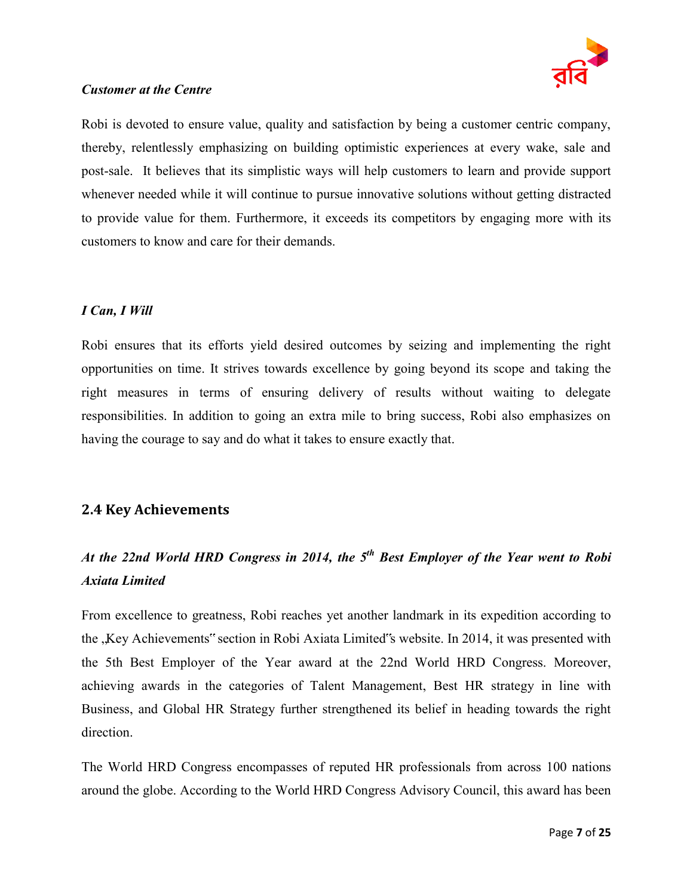***Customer at the Centre***

Robi is devoted to ensure value, quality and satisfaction by being a customer centric company, thereby, relentlessly emphasizing on building optimistic experiences at every wake, sale and post-sale. It believes that its simplistic ways will help customers to learn and provide support whenever needed while it will continue to pursue innovative solutions without getting distracted to provide value for them. Furthermore, it exceeds its competitors by engaging more with its customers to know and care for their demands.

***I Can, I Will***

Robi ensures that its efforts yield desired outcomes by seizing and implementing the right opportunities on time. It strives towards excellence by going beyond its scope and taking the right measures in terms of ensuring delivery of results without waiting to delegate responsibilities. In addition to going an extra mile to bring success, Robi also emphasizes on having the courage to say and do what it takes to ensure exactly that.

## 2.4 Key Achievements

### *At the 22nd World HRD Congress in 2014, the 5th Best Employer of the Year went to Robi Axiata Limited*

From excellence to greatness, Robi reaches yet another landmark in its expedition according to the „Key Achievements" section in Robi Axiata Limited"s website. In 2014, it was presented with the 5th Best Employer of the Year award at the 22nd World HRD Congress. Moreover, achieving awards in the categories of Talent Management, Best HR strategy in line with Business, and Global HR Strategy further strengthened its belief in heading towards the right direction.

The World HRD Congress encompasses of reputed HR professionals from across 100 nations around the globe. According to the World HRD Congress Advisory Council, this award has been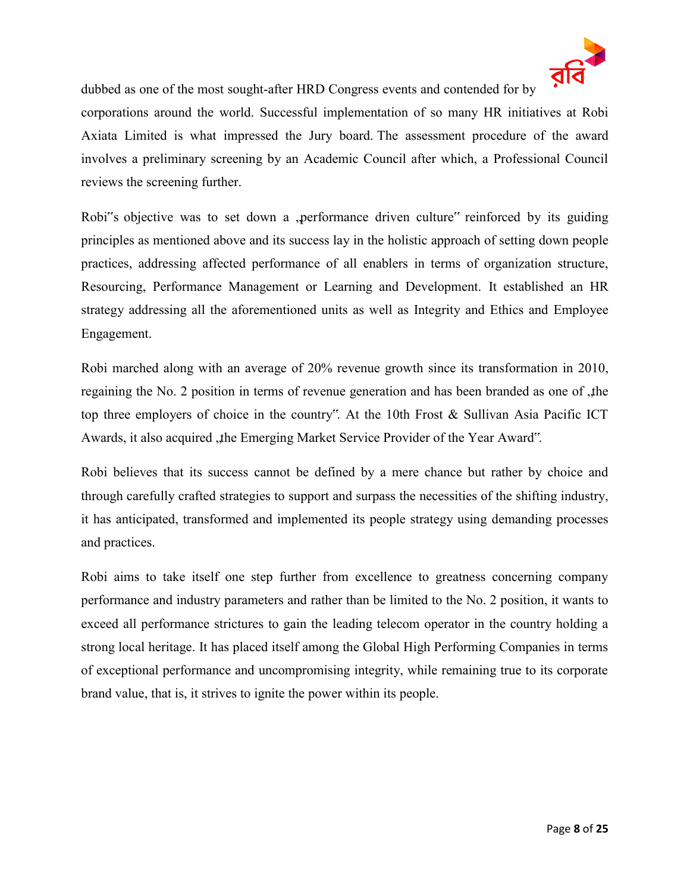dubbed as one of the most sought-after HRD Congress events and contended for by corporations around the world. Successful implementation of so many HR initiatives at Robi Axiata Limited is what impressed the Jury board. The assessment procedure of the award involves a preliminary screening by an Academic Council after which, a Professional Council reviews the screening further.

Robi"s objective was to set down a „performance driven culture" reinforced by its guiding principles as mentioned above and its success lay in the holistic approach of setting down people practices, addressing affected performance of all enablers in terms of organization structure, Resourcing, Performance Management or Learning and Development. It established an HR strategy addressing all the aforementioned units as well as Integrity and Ethics and Employee Engagement.

Robi marched along with an average of 20% revenue growth since its transformation in 2010, regaining the No. 2 position in terms of revenue generation and has been branded as one of „the top three employers of choice in the country". At the 10th Frost & Sullivan Asia Pacific ICT Awards, it also acquired „the Emerging Market Service Provider of the Year Award".

Robi believes that its success cannot be defined by a mere chance but rather by choice and through carefully crafted strategies to support and surpass the necessities of the shifting industry, it has anticipated, transformed and implemented its people strategy using demanding processes and practices.

Robi aims to take itself one step further from excellence to greatness concerning company performance and industry parameters and rather than be limited to the No. 2 position, it wants to exceed all performance strictures to gain the leading telecom operator in the country holding a strong local heritage. It has placed itself among the Global High Performing Companies in terms of exceptional performance and uncompromising integrity, while remaining true to its corporate brand value, that is, it strives to ignite the power within its people.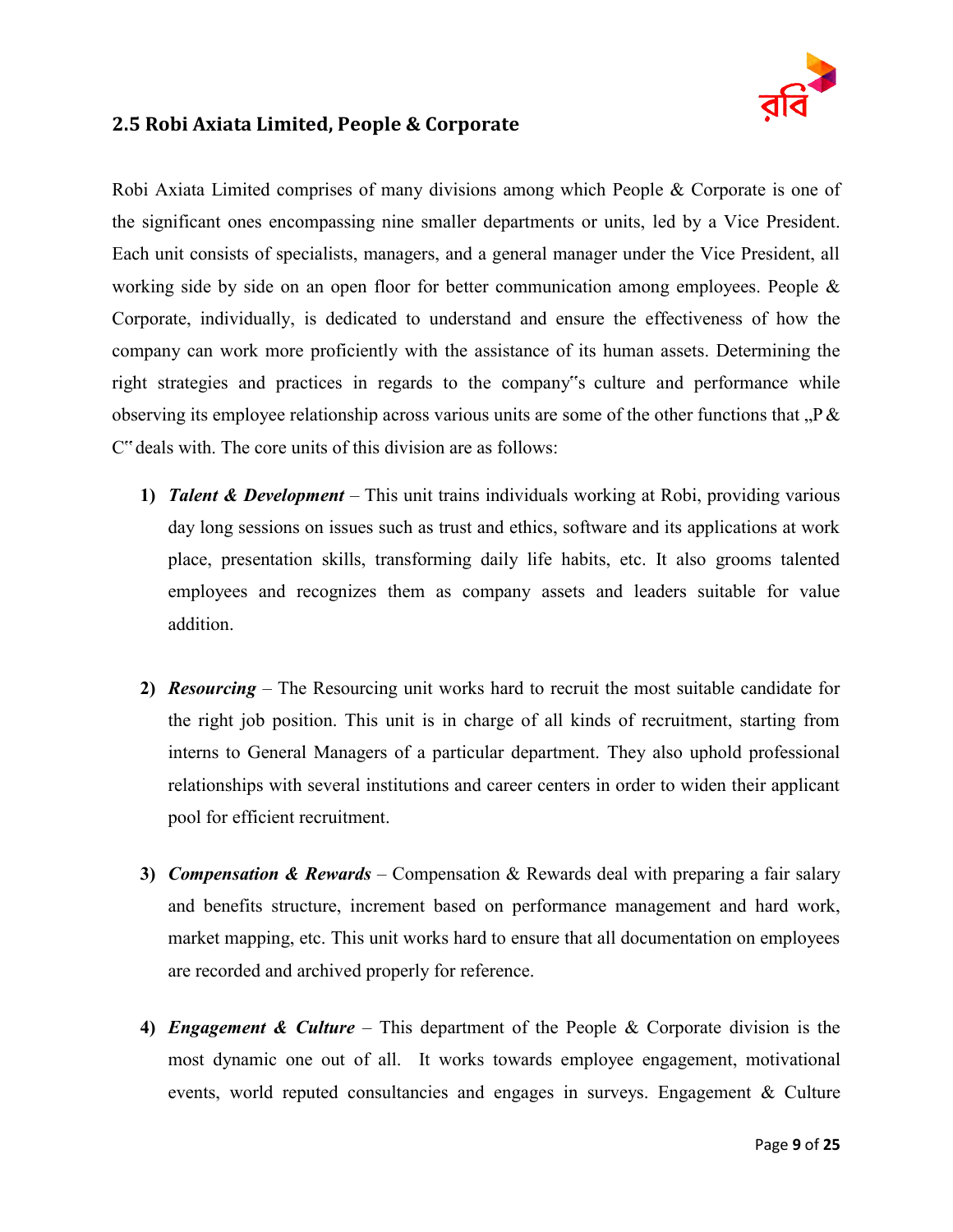## 2.5 Robi Axiata Limited, People & Corporate

Robi Axiata Limited comprises of many divisions among which People & Corporate is one of the significant ones encompassing nine smaller departments or units, led by a Vice President. Each unit consists of specialists, managers, and a general manager under the Vice President, all working side by side on an open floor for better communication among employees. People & Corporate, individually, is dedicated to understand and ensure the effectiveness of how the company can work more proficiently with the assistance of its human assets. Determining the right strategies and practices in regards to the company"s culture and performance while observing its employee relationship across various units are some of the other functions that „P & C" deals with. The core units of this division are as follows:

1) ***Talent & Development*** – This unit trains individuals working at Robi, providing various day long sessions on issues such as trust and ethics, software and its applications at work place, presentation skills, transforming daily life habits, etc. It also grooms talented employees and recognizes them as company assets and leaders suitable for value addition.

2) ***Resourcing*** – The Resourcing unit works hard to recruit the most suitable candidate for the right job position. This unit is in charge of all kinds of recruitment, starting from interns to General Managers of a particular department. They also uphold professional relationships with several institutions and career centers in order to widen their applicant pool for efficient recruitment.

3) ***Compensation & Rewards*** – Compensation & Rewards deal with preparing a fair salary and benefits structure, increment based on performance management and hard work, market mapping, etc. This unit works hard to ensure that all documentation on employees are recorded and archived properly for reference.

4) ***Engagement & Culture*** – This department of the People & Corporate division is the most dynamic one out of all. It works towards employee engagement, motivational events, world reputed consultancies and engages in surveys. Engagement & Culture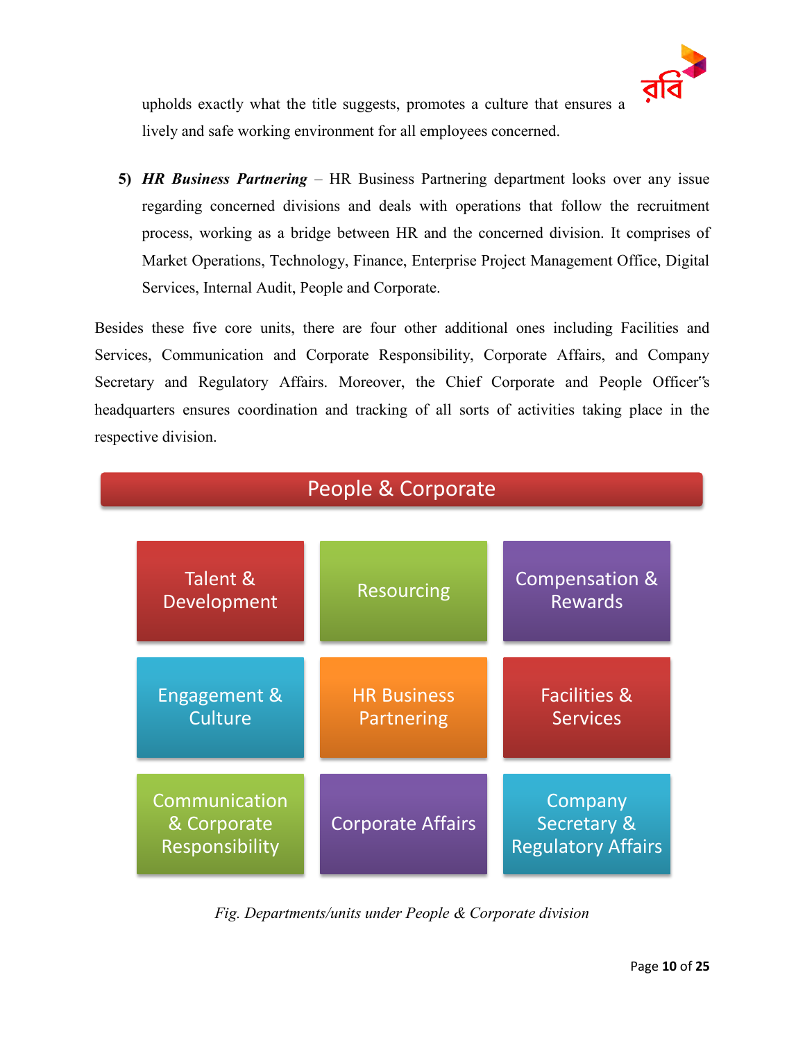upholds exactly what the title suggests, promotes a culture that ensures a lively and safe working environment for all employees concerned.

5) ***HR Business Partnering*** – HR Business Partnering department looks over any issue regarding concerned divisions and deals with operations that follow the recruitment process, working as a bridge between HR and the concerned division. It comprises of Market Operations, Technology, Finance, Enterprise Project Management Office, Digital Services, Internal Audit, People and Corporate.

Besides these five core units, there are four other additional ones including Facilities and Services, Communication and Corporate Responsibility, Corporate Affairs, and Company Secretary and Regulatory Affairs. Moreover, the Chief Corporate and People Officer˝s headquarters ensures coordination and tracking of all sorts of activities taking place in the respective division.

**People & Corporate**

| | | |
|---|---|---|
| Talent & Development | Resourcing | Compensation & Rewards |
| Engagement & Culture | HR Business Partnering | Facilities & Services |
| Communication & Corporate Responsibility | Corporate Affairs | Company Secretary & Regulatory Affairs |

*Fig. Departments/units under People & Corporate division*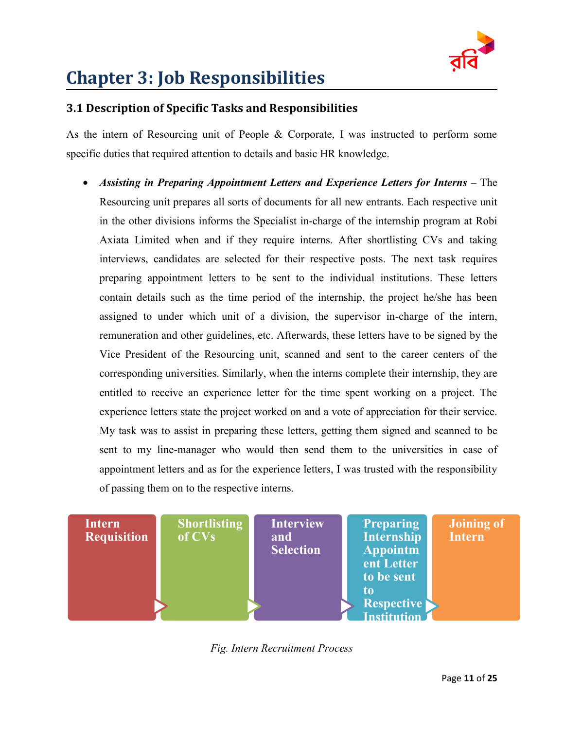# Chapter 3: Job Responsibilities

## 3.1 Description of Specific Tasks and Responsibilities

As the intern of Resourcing unit of People & Corporate, I was instructed to perform some specific duties that required attention to details and basic HR knowledge.

- ***Assisting in Preparing Appointment Letters and Experience Letters for Interns*** – The Resourcing unit prepares all sorts of documents for all new entrants. Each respective unit in the other divisions informs the Specialist in-charge of the internship program at Robi Axiata Limited when and if they require interns. After shortlisting CVs and taking interviews, candidates are selected for their respective posts. The next task requires preparing appointment letters to be sent to the individual institutions. These letters contain details such as the time period of the internship, the project he/she has been assigned to under which unit of a division, the supervisor in-charge of the intern, remuneration and other guidelines, etc. Afterwards, these letters have to be signed by the Vice President of the Resourcing unit, scanned and sent to the career centers of the corresponding universities. Similarly, when the interns complete their internship, they are entitled to receive an experience letter for the time spent working on a project. The experience letters state the project worked on and a vote of appreciation for their service. My task was to assist in preparing these letters, getting them signed and scanned to be sent to my line-manager who would then send them to the universities in case of appointment letters and as for the experience letters, I was trusted with the responsibility of passing them on to the respective interns.

Intern Requisition → Shortlisting of CVs → Interview and Selection → Preparing Internship Appointment Letter to be sent to Respective Institution → Joining of Intern

*Fig. Intern Recruitment Process*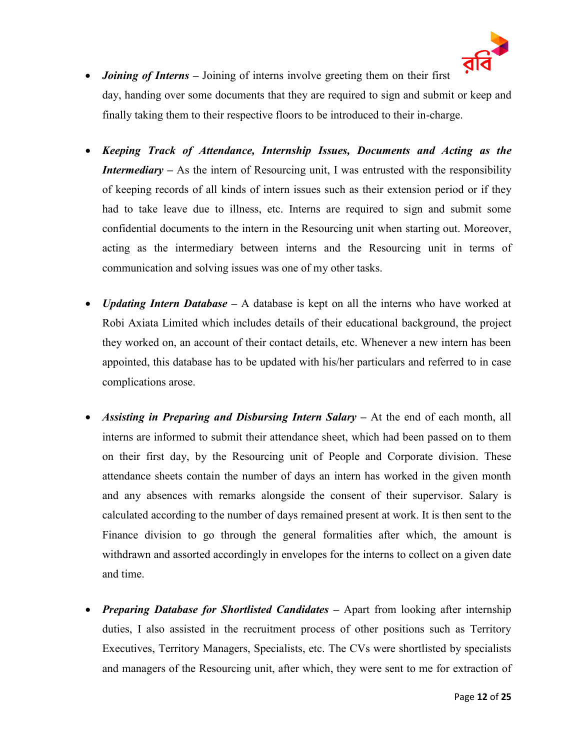- ***Joining of Interns –*** Joining of interns involve greeting them on their first day, handing over some documents that they are required to sign and submit or keep and finally taking them to their respective floors to be introduced to their in-charge.

- ***Keeping Track of Attendance, Internship Issues, Documents and Acting as the Intermediary –*** As the intern of Resourcing unit, I was entrusted with the responsibility of keeping records of all kinds of intern issues such as their extension period or if they had to take leave due to illness, etc. Interns are required to sign and submit some confidential documents to the intern in the Resourcing unit when starting out. Moreover, acting as the intermediary between interns and the Resourcing unit in terms of communication and solving issues was one of my other tasks.

- ***Updating Intern Database –*** A database is kept on all the interns who have worked at Robi Axiata Limited which includes details of their educational background, the project they worked on, an account of their contact details, etc. Whenever a new intern has been appointed, this database has to be updated with his/her particulars and referred to in case complications arose.

- ***Assisting in Preparing and Disbursing Intern Salary –*** At the end of each month, all interns are informed to submit their attendance sheet, which had been passed on to them on their first day, by the Resourcing unit of People and Corporate division. These attendance sheets contain the number of days an intern has worked in the given month and any absences with remarks alongside the consent of their supervisor. Salary is calculated according to the number of days remained present at work. It is then sent to the Finance division to go through the general formalities after which, the amount is withdrawn and assorted accordingly in envelopes for the interns to collect on a given date and time.

- ***Preparing Database for Shortlisted Candidates –*** Apart from looking after internship duties, I also assisted in the recruitment process of other positions such as Territory Executives, Territory Managers, Specialists, etc. The CVs were shortlisted by specialists and managers of the Resourcing unit, after which, they were sent to me for extraction of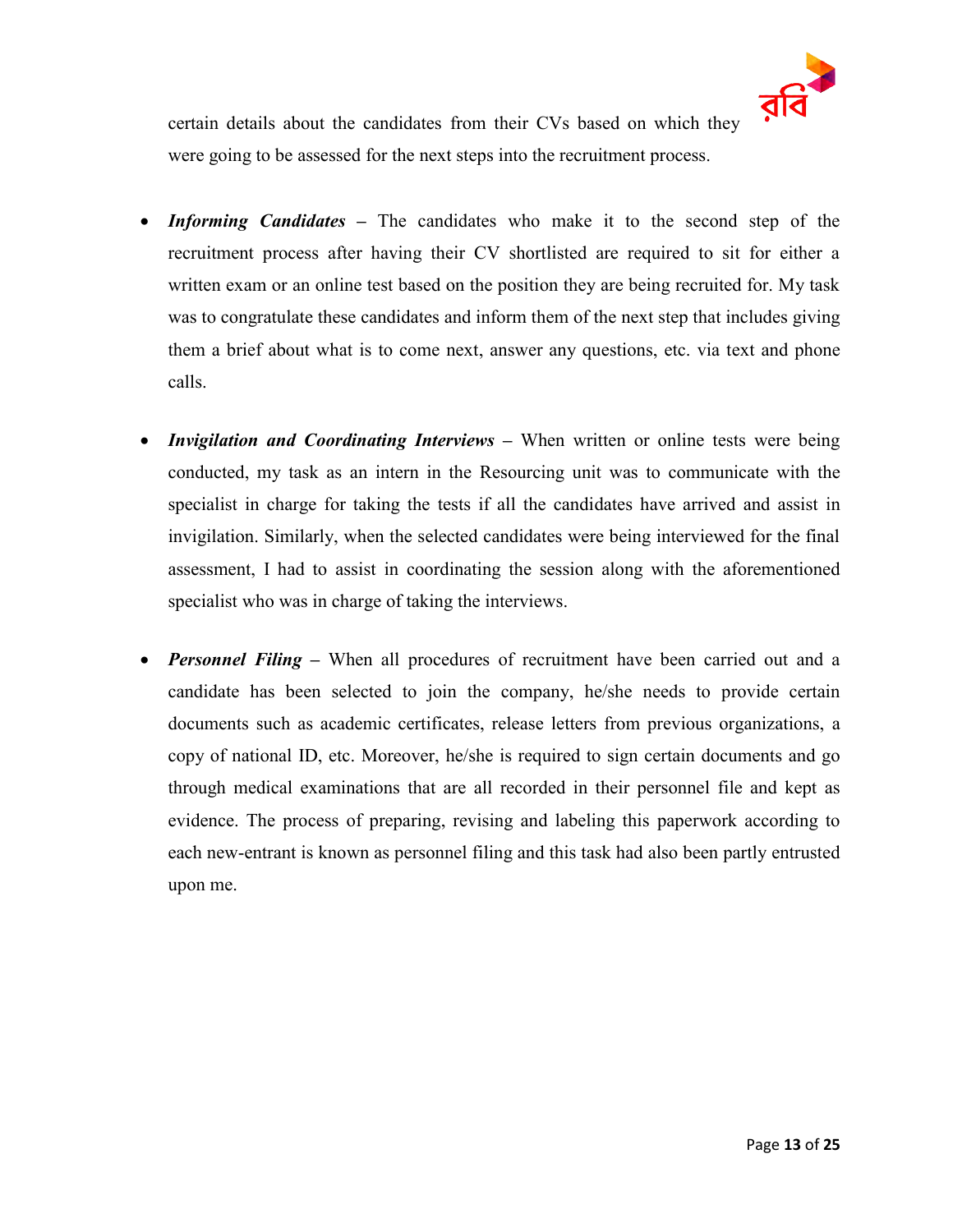certain details about the candidates from their CVs based on which they were going to be assessed for the next steps into the recruitment process.

- ***Informing Candidates*** **–** The candidates who make it to the second step of the recruitment process after having their CV shortlisted are required to sit for either a written exam or an online test based on the position they are being recruited for. My task was to congratulate these candidates and inform them of the next step that includes giving them a brief about what is to come next, answer any questions, etc. via text and phone calls.

- ***Invigilation and Coordinating Interviews*** **–** When written or online tests were being conducted, my task as an intern in the Resourcing unit was to communicate with the specialist in charge for taking the tests if all the candidates have arrived and assist in invigilation. Similarly, when the selected candidates were being interviewed for the final assessment, I had to assist in coordinating the session along with the aforementioned specialist who was in charge of taking the interviews.

- ***Personnel Filing*** **–** When all procedures of recruitment have been carried out and a candidate has been selected to join the company, he/she needs to provide certain documents such as academic certificates, release letters from previous organizations, a copy of national ID, etc. Moreover, he/she is required to sign certain documents and go through medical examinations that are all recorded in their personnel file and kept as evidence. The process of preparing, revising and labeling this paperwork according to each new-entrant is known as personnel filing and this task had also been partly entrusted upon me.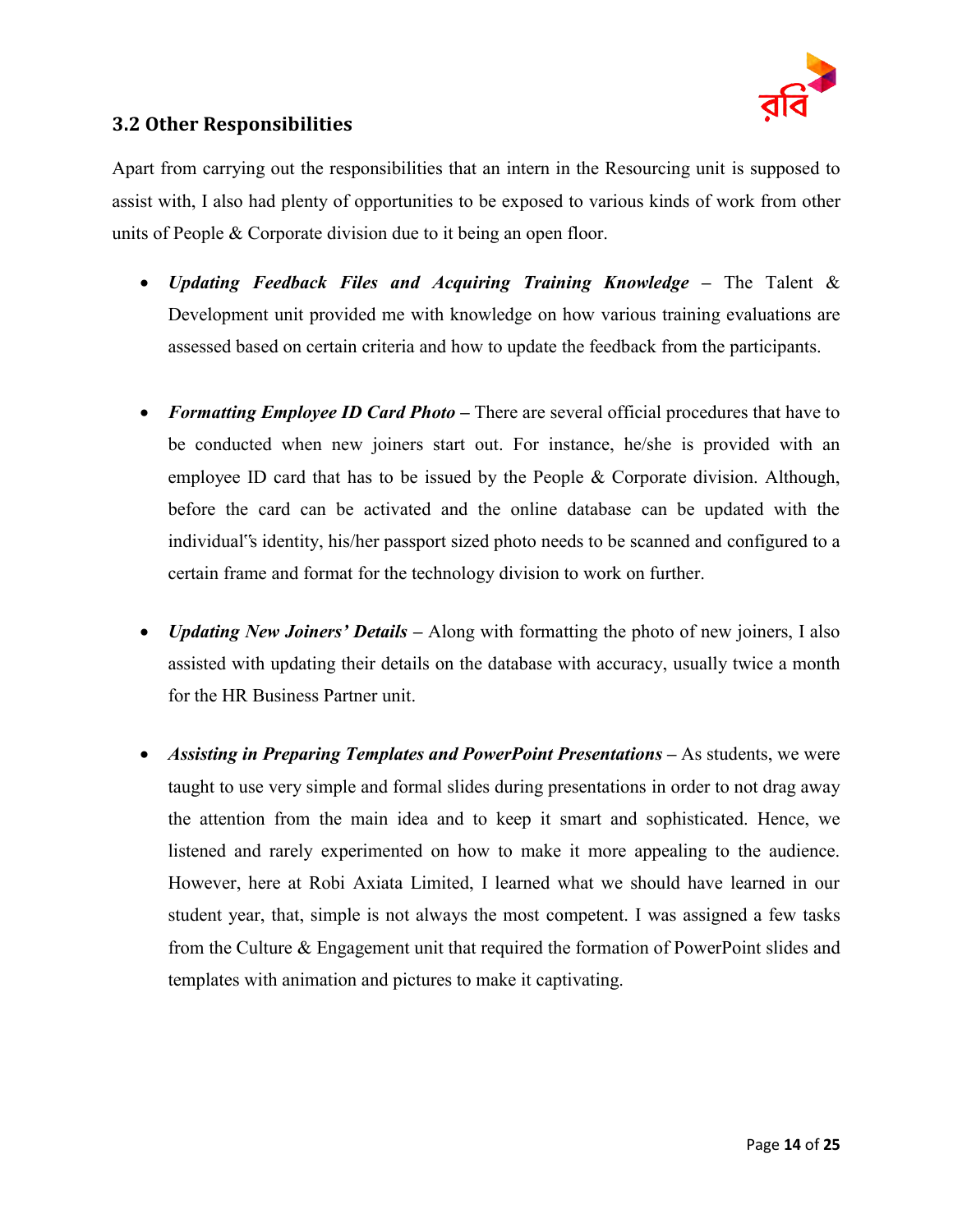### 3.2 Other Responsibilities

Apart from carrying out the responsibilities that an intern in the Resourcing unit is supposed to assist with, I also had plenty of opportunities to be exposed to various kinds of work from other units of People & Corporate division due to it being an open floor.

- ***Updating Feedback Files and Acquiring Training Knowledge*** **–** The Talent & Development unit provided me with knowledge on how various training evaluations are assessed based on certain criteria and how to update the feedback from the participants.

- ***Formatting Employee ID Card Photo*** **–** There are several official procedures that have to be conducted when new joiners start out. For instance, he/she is provided with an employee ID card that has to be issued by the People & Corporate division. Although, before the card can be activated and the online database can be updated with the individual‟s identity, his/her passport sized photo needs to be scanned and configured to a certain frame and format for the technology division to work on further.

- ***Updating New Joiners' Details*** **–** Along with formatting the photo of new joiners, I also assisted with updating their details on the database with accuracy, usually twice a month for the HR Business Partner unit.

- ***Assisting in Preparing Templates and PowerPoint Presentations*** **–** As students, we were taught to use very simple and formal slides during presentations in order to not drag away the attention from the main idea and to keep it smart and sophisticated. Hence, we listened and rarely experimented on how to make it more appealing to the audience. However, here at Robi Axiata Limited, I learned what we should have learned in our student year, that, simple is not always the most competent. I was assigned a few tasks from the Culture & Engagement unit that required the formation of PowerPoint slides and templates with animation and pictures to make it captivating.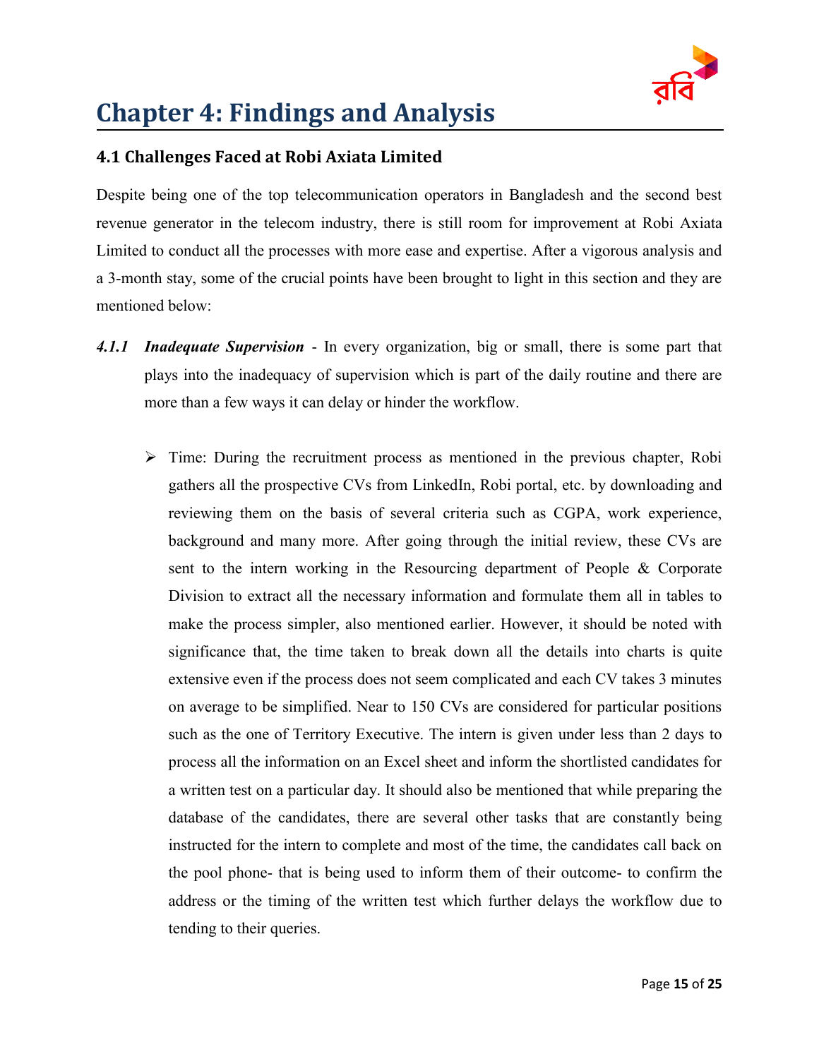# Chapter 4: Findings and Analysis

## 4.1 Challenges Faced at Robi Axiata Limited

Despite being one of the top telecommunication operators in Bangladesh and the second best revenue generator in the telecom industry, there is still room for improvement at Robi Axiata Limited to conduct all the processes with more ease and expertise. After a vigorous analysis and a 3-month stay, some of the crucial points have been brought to light in this section and they are mentioned below:

***4.1.1 Inadequate Supervision*** - In every organization, big or small, there is some part that plays into the inadequacy of supervision which is part of the daily routine and there are more than a few ways it can delay or hinder the workflow.

- Time: During the recruitment process as mentioned in the previous chapter, Robi gathers all the prospective CVs from LinkedIn, Robi portal, etc. by downloading and reviewing them on the basis of several criteria such as CGPA, work experience, background and many more. After going through the initial review, these CVs are sent to the intern working in the Resourcing department of People & Corporate Division to extract all the necessary information and formulate them all in tables to make the process simpler, also mentioned earlier. However, it should be noted with significance that, the time taken to break down all the details into charts is quite extensive even if the process does not seem complicated and each CV takes 3 minutes on average to be simplified. Near to 150 CVs are considered for particular positions such as the one of Territory Executive. The intern is given under less than 2 days to process all the information on an Excel sheet and inform the shortlisted candidates for a written test on a particular day. It should also be mentioned that while preparing the database of the candidates, there are several other tasks that are constantly being instructed for the intern to complete and most of the time, the candidates call back on the pool phone- that is being used to inform them of their outcome- to confirm the address or the timing of the written test which further delays the workflow due to tending to their queries.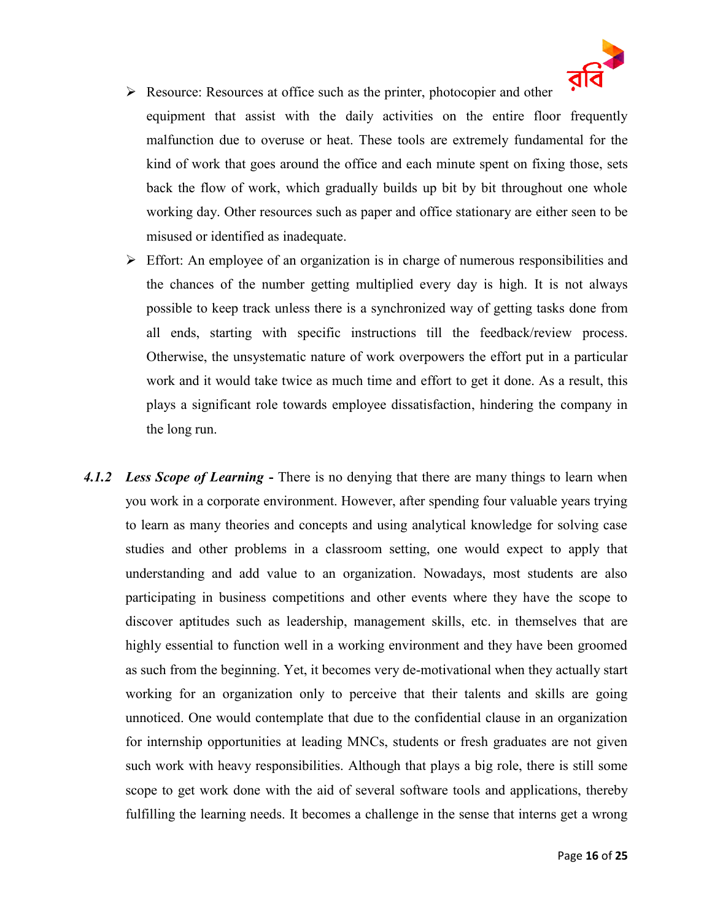- Resource: Resources at office such as the printer, photocopier and other equipment that assist with the daily activities on the entire floor frequently malfunction due to overuse or heat. These tools are extremely fundamental for the kind of work that goes around the office and each minute spent on fixing those, sets back the flow of work, which gradually builds up bit by bit throughout one whole working day. Other resources such as paper and office stationary are either seen to be misused or identified as inadequate.
- Effort: An employee of an organization is in charge of numerous responsibilities and the chances of the number getting multiplied every day is high. It is not always possible to keep track unless there is a synchronized way of getting tasks done from all ends, starting with specific instructions till the feedback/review process. Otherwise, the unsystematic nature of work overpowers the effort put in a particular work and it would take twice as much time and effort to get it done. As a result, this plays a significant role towards employee dissatisfaction, hindering the company in the long run.

***4.1.2 Less Scope of Learning -*** There is no denying that there are many things to learn when you work in a corporate environment. However, after spending four valuable years trying to learn as many theories and concepts and using analytical knowledge for solving case studies and other problems in a classroom setting, one would expect to apply that understanding and add value to an organization. Nowadays, most students are also participating in business competitions and other events where they have the scope to discover aptitudes such as leadership, management skills, etc. in themselves that are highly essential to function well in a working environment and they have been groomed as such from the beginning. Yet, it becomes very de-motivational when they actually start working for an organization only to perceive that their talents and skills are going unnoticed. One would contemplate that due to the confidential clause in an organization for internship opportunities at leading MNCs, students or fresh graduates are not given such work with heavy responsibilities. Although that plays a big role, there is still some scope to get work done with the aid of several software tools and applications, thereby fulfilling the learning needs. It becomes a challenge in the sense that interns get a wrong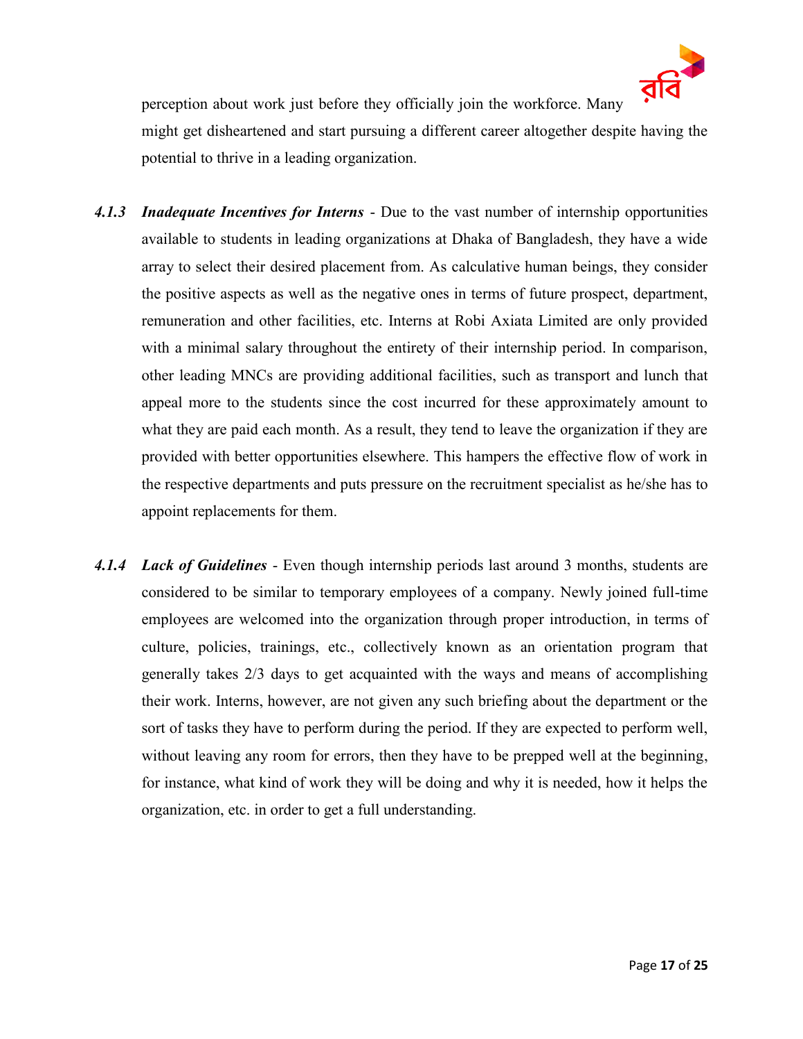perception about work just before they officially join the workforce. Many might get disheartened and start pursuing a different career altogether despite having the potential to thrive in a leading organization.

***4.1.3 Inadequate Incentives for Interns*** - Due to the vast number of internship opportunities available to students in leading organizations at Dhaka of Bangladesh, they have a wide array to select their desired placement from. As calculative human beings, they consider the positive aspects as well as the negative ones in terms of future prospect, department, remuneration and other facilities, etc. Interns at Robi Axiata Limited are only provided with a minimal salary throughout the entirety of their internship period. In comparison, other leading MNCs are providing additional facilities, such as transport and lunch that appeal more to the students since the cost incurred for these approximately amount to what they are paid each month. As a result, they tend to leave the organization if they are provided with better opportunities elsewhere. This hampers the effective flow of work in the respective departments and puts pressure on the recruitment specialist as he/she has to appoint replacements for them.

***4.1.4 Lack of Guidelines*** - Even though internship periods last around 3 months, students are considered to be similar to temporary employees of a company. Newly joined full-time employees are welcomed into the organization through proper introduction, in terms of culture, policies, trainings, etc., collectively known as an orientation program that generally takes 2/3 days to get acquainted with the ways and means of accomplishing their work. Interns, however, are not given any such briefing about the department or the sort of tasks they have to perform during the period. If they are expected to perform well, without leaving any room for errors, then they have to be prepped well at the beginning, for instance, what kind of work they will be doing and why it is needed, how it helps the organization, etc. in order to get a full understanding.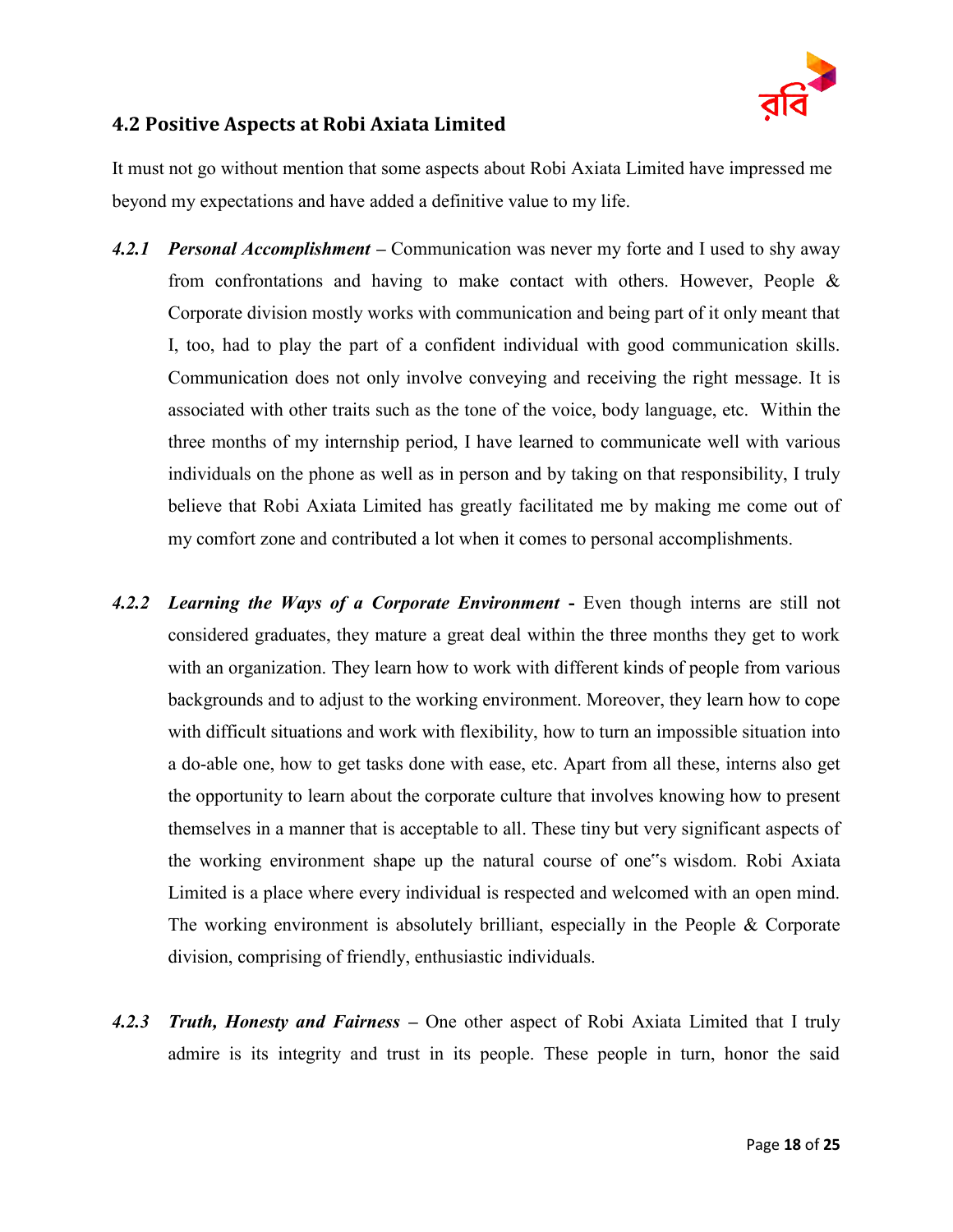## 4.2 Positive Aspects at Robi Axiata Limited

It must not go without mention that some aspects about Robi Axiata Limited have impressed me beyond my expectations and have added a definitive value to my life.

***4.2.1 Personal Accomplishment*** **–** Communication was never my forte and I used to shy away from confrontations and having to make contact with others. However, People & Corporate division mostly works with communication and being part of it only meant that I, too, had to play the part of a confident individual with good communication skills. Communication does not only involve conveying and receiving the right message. It is associated with other traits such as the tone of the voice, body language, etc. Within the three months of my internship period, I have learned to communicate well with various individuals on the phone as well as in person and by taking on that responsibility, I truly believe that Robi Axiata Limited has greatly facilitated me by making me come out of my comfort zone and contributed a lot when it comes to personal accomplishments.

***4.2.2 Learning the Ways of a Corporate Environment*** **-** Even though interns are still not considered graduates, they mature a great deal within the three months they get to work with an organization. They learn how to work with different kinds of people from various backgrounds and to adjust to the working environment. Moreover, they learn how to cope with difficult situations and work with flexibility, how to turn an impossible situation into a do-able one, how to get tasks done with ease, etc. Apart from all these, interns also get the opportunity to learn about the corporate culture that involves knowing how to present themselves in a manner that is acceptable to all. These tiny but very significant aspects of the working environment shape up the natural course of one‟s wisdom. Robi Axiata Limited is a place where every individual is respected and welcomed with an open mind. The working environment is absolutely brilliant, especially in the People & Corporate division, comprising of friendly, enthusiastic individuals.

***4.2.3 Truth, Honesty and Fairness*** **–** One other aspect of Robi Axiata Limited that I truly admire is its integrity and trust in its people. These people in turn, honor the said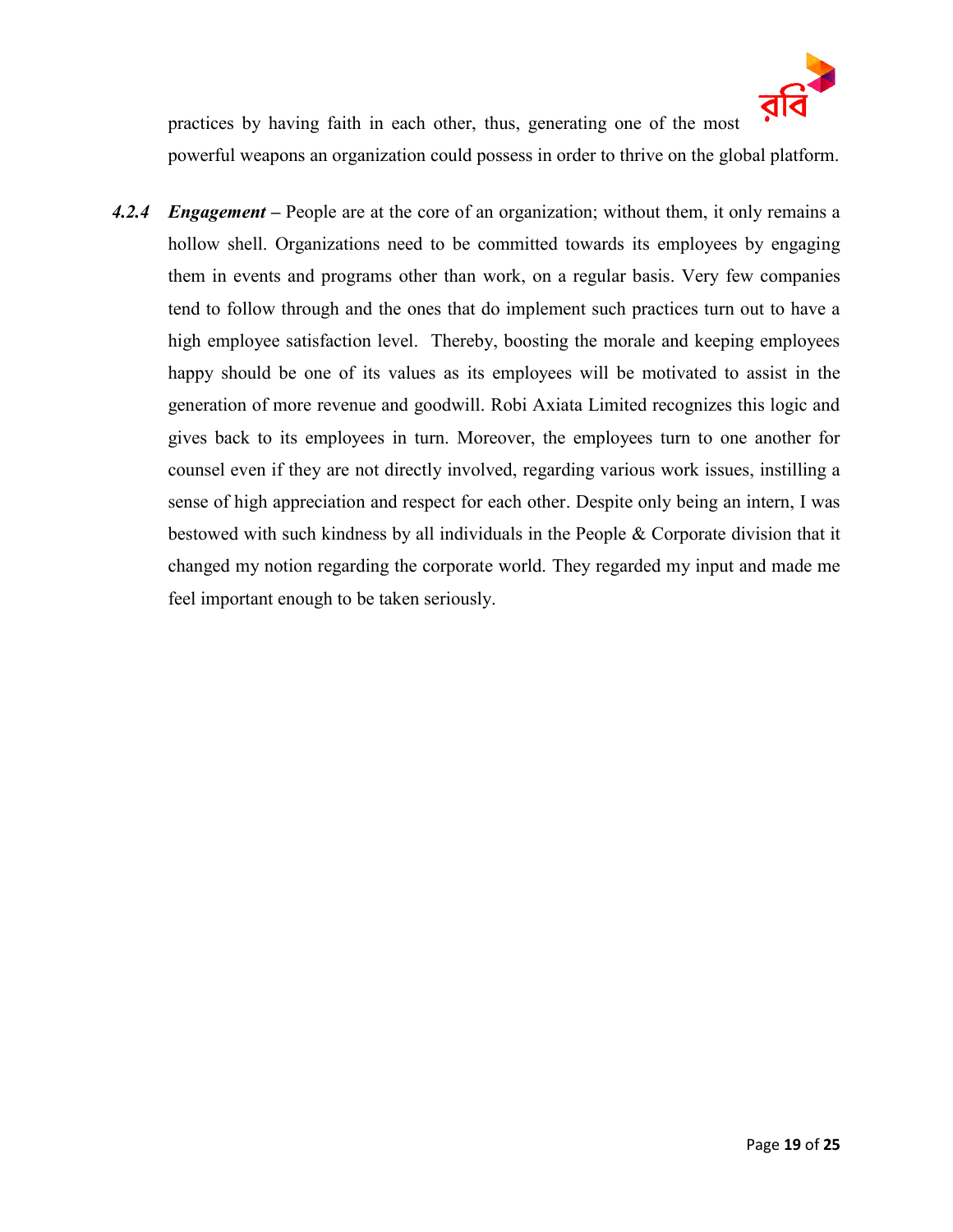practices by having faith in each other, thus, generating one of the most powerful weapons an organization could possess in order to thrive on the global platform.

***4.2.4 Engagement*** **–** People are at the core of an organization; without them, it only remains a hollow shell. Organizations need to be committed towards its employees by engaging them in events and programs other than work, on a regular basis. Very few companies tend to follow through and the ones that do implement such practices turn out to have a high employee satisfaction level. Thereby, boosting the morale and keeping employees happy should be one of its values as its employees will be motivated to assist in the generation of more revenue and goodwill. Robi Axiata Limited recognizes this logic and gives back to its employees in turn. Moreover, the employees turn to one another for counsel even if they are not directly involved, regarding various work issues, instilling a sense of high appreciation and respect for each other. Despite only being an intern, I was bestowed with such kindness by all individuals in the People & Corporate division that it changed my notion regarding the corporate world. They regarded my input and made me feel important enough to be taken seriously.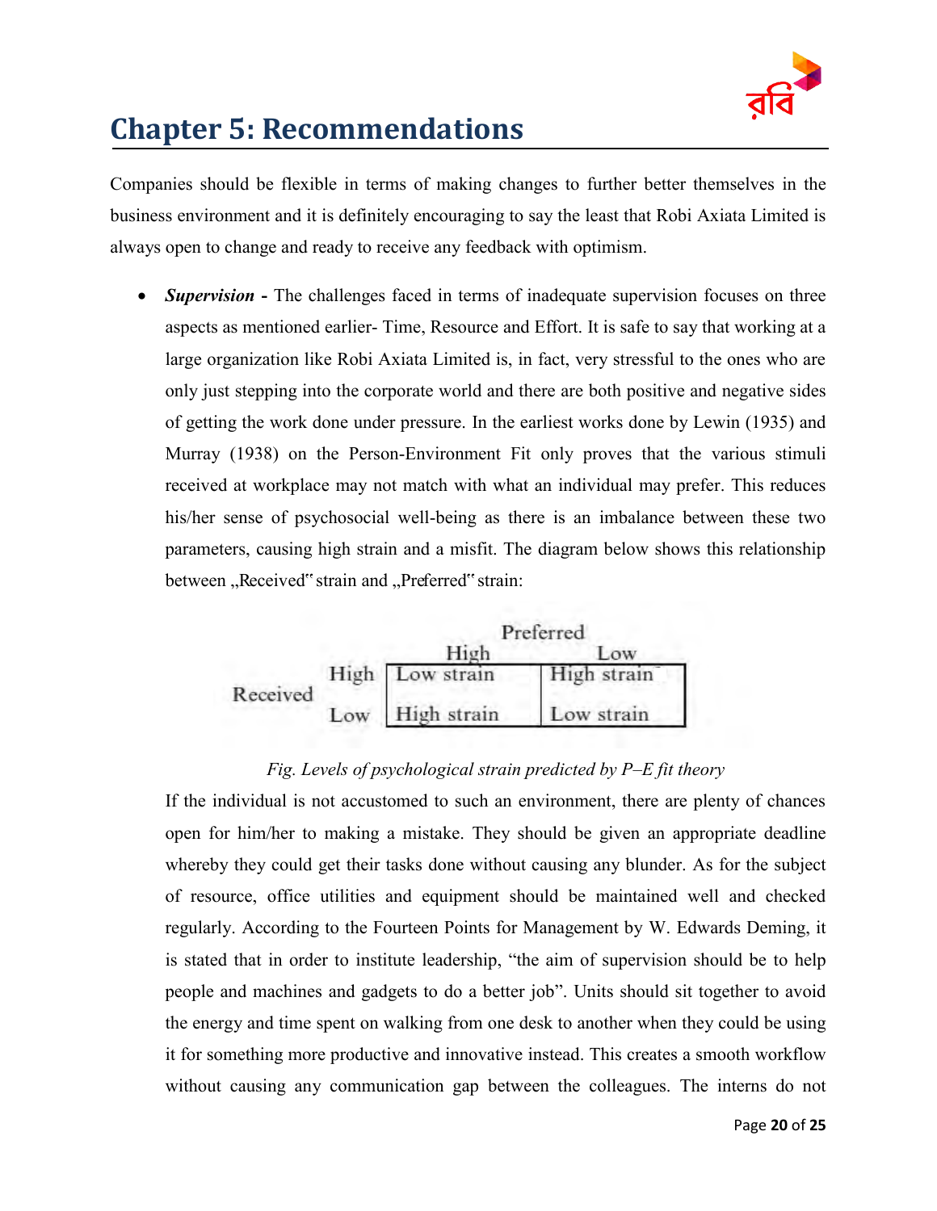# Chapter 5: Recommendations

Companies should be flexible in terms of making changes to further better themselves in the business environment and it is definitely encouraging to say the least that Robi Axiata Limited is always open to change and ready to receive any feedback with optimism.

- ***Supervision* -** The challenges faced in terms of inadequate supervision focuses on three aspects as mentioned earlier- Time, Resource and Effort. It is safe to say that working at a large organization like Robi Axiata Limited is, in fact, very stressful to the ones who are only just stepping into the corporate world and there are both positive and negative sides of getting the work done under pressure. In the earliest works done by Lewin (1935) and Murray (1938) on the Person-Environment Fit only proves that the various stimuli received at workplace may not match with what an individual may prefer. This reduces his/her sense of psychosocial well-being as there is an imbalance between these two parameters, causing high strain and a misfit. The diagram below shows this relationship between „Received" strain and „Preferred" strain:

| | | Preferred | |
|---|---|---|---|
| | | High | Low |
| Received | High | Low strain | High strain |
| | Low | High strain | Low strain |

*Fig. Levels of psychological strain predicted by P–E fit theory*

If the individual is not accustomed to such an environment, there are plenty of chances open for him/her to making a mistake. They should be given an appropriate deadline whereby they could get their tasks done without causing any blunder. As for the subject of resource, office utilities and equipment should be maintained well and checked regularly. According to the Fourteen Points for Management by W. Edwards Deming, it is stated that in order to institute leadership, "the aim of supervision should be to help people and machines and gadgets to do a better job". Units should sit together to avoid the energy and time spent on walking from one desk to another when they could be using it for something more productive and innovative instead. This creates a smooth workflow without causing any communication gap between the colleagues. The interns do not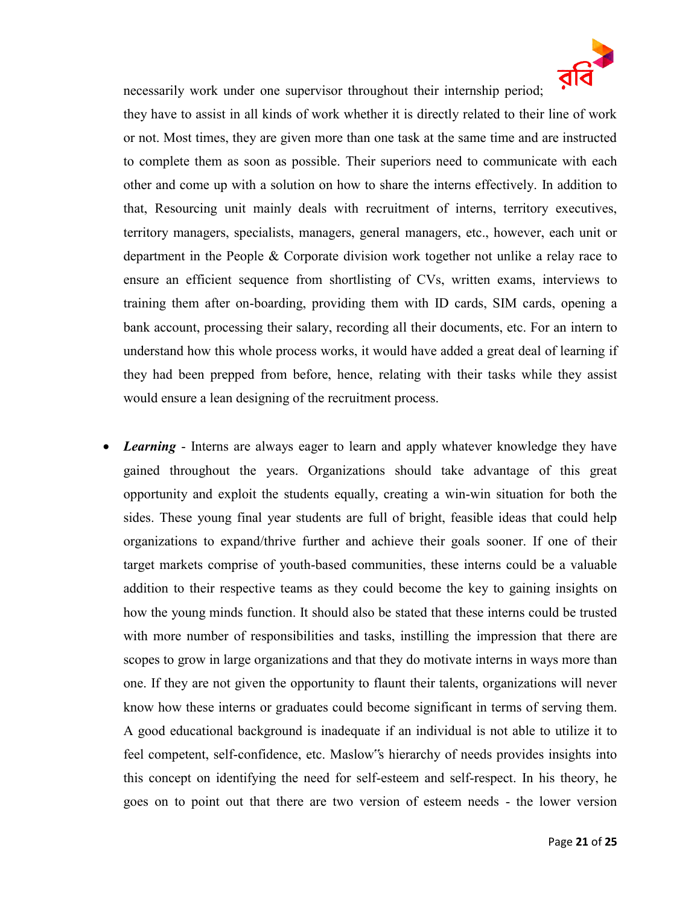necessarily work under one supervisor throughout their internship period; they have to assist in all kinds of work whether it is directly related to their line of work or not. Most times, they are given more than one task at the same time and are instructed to complete them as soon as possible. Their superiors need to communicate with each other and come up with a solution on how to share the interns effectively. In addition to that, Resourcing unit mainly deals with recruitment of interns, territory executives, territory managers, specialists, managers, general managers, etc., however, each unit or department in the People & Corporate division work together not unlike a relay race to ensure an efficient sequence from shortlisting of CVs, written exams, interviews to training them after on-boarding, providing them with ID cards, SIM cards, opening a bank account, processing their salary, recording all their documents, etc. For an intern to understand how this whole process works, it would have added a great deal of learning if they had been prepped from before, hence, relating with their tasks while they assist would ensure a lean designing of the recruitment process.

- ***Learning*** - Interns are always eager to learn and apply whatever knowledge they have gained throughout the years. Organizations should take advantage of this great opportunity and exploit the students equally, creating a win-win situation for both the sides. These young final year students are full of bright, feasible ideas that could help organizations to expand/thrive further and achieve their goals sooner. If one of their target markets comprise of youth-based communities, these interns could be a valuable addition to their respective teams as they could become the key to gaining insights on how the young minds function. It should also be stated that these interns could be trusted with more number of responsibilities and tasks, instilling the impression that there are scopes to grow in large organizations and that they do motivate interns in ways more than one. If they are not given the opportunity to flaunt their talents, organizations will never know how these interns or graduates could become significant in terms of serving them. A good educational background is inadequate if an individual is not able to utilize it to feel competent, self-confidence, etc. Maslow"s hierarchy of needs provides insights into this concept on identifying the need for self-esteem and self-respect. In his theory, he goes on to point out that there are two version of esteem needs - the lower version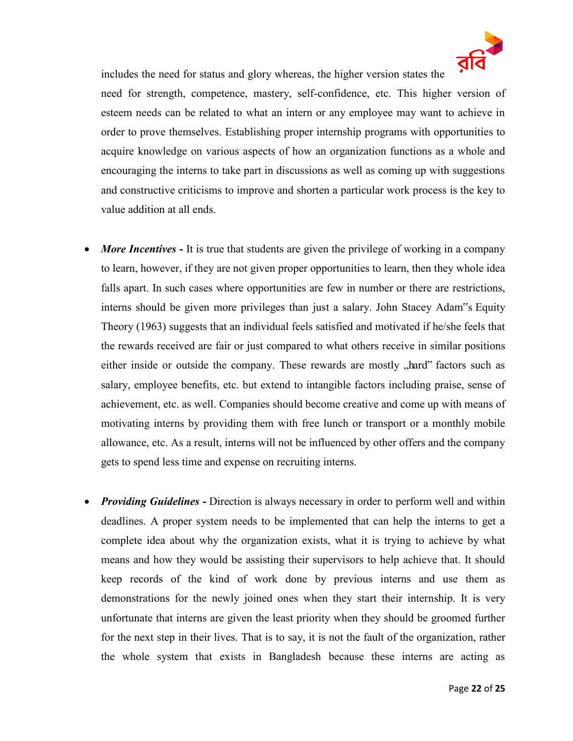includes the need for status and glory whereas, the higher version states the need for strength, competence, mastery, self-confidence, etc. This higher version of esteem needs can be related to what an intern or any employee may want to achieve in order to prove themselves. Establishing proper internship programs with opportunities to acquire knowledge on various aspects of how an organization functions as a whole and encouraging the interns to take part in discussions as well as coming up with suggestions and constructive criticisms to improve and shorten a particular work process is the key to value addition at all ends.

- ***More Incentives* -** It is true that students are given the privilege of working in a company to learn, however, if they are not given proper opportunities to learn, then they whole idea falls apart. In such cases where opportunities are few in number or there are restrictions, interns should be given more privileges than just a salary. John Stacey Adam"s Equity Theory (1963) suggests that an individual feels satisfied and motivated if he/she feels that the rewards received are fair or just compared to what others receive in similar positions either inside or outside the company. These rewards are mostly „hard" factors such as salary, employee benefits, etc. but extend to intangible factors including praise, sense of achievement, etc. as well. Companies should become creative and come up with means of motivating interns by providing them with free lunch or transport or a monthly mobile allowance, etc. As a result, interns will not be influenced by other offers and the company gets to spend less time and expense on recruiting interns.

- ***Providing Guidelines* -** Direction is always necessary in order to perform well and within deadlines. A proper system needs to be implemented that can help the interns to get a complete idea about why the organization exists, what it is trying to achieve by what means and how they would be assisting their supervisors to help achieve that. It should keep records of the kind of work done by previous interns and use them as demonstrations for the newly joined ones when they start their internship. It is very unfortunate that interns are given the least priority when they should be groomed further for the next step in their lives. That is to say, it is not the fault of the organization, rather the whole system that exists in Bangladesh because these interns are acting as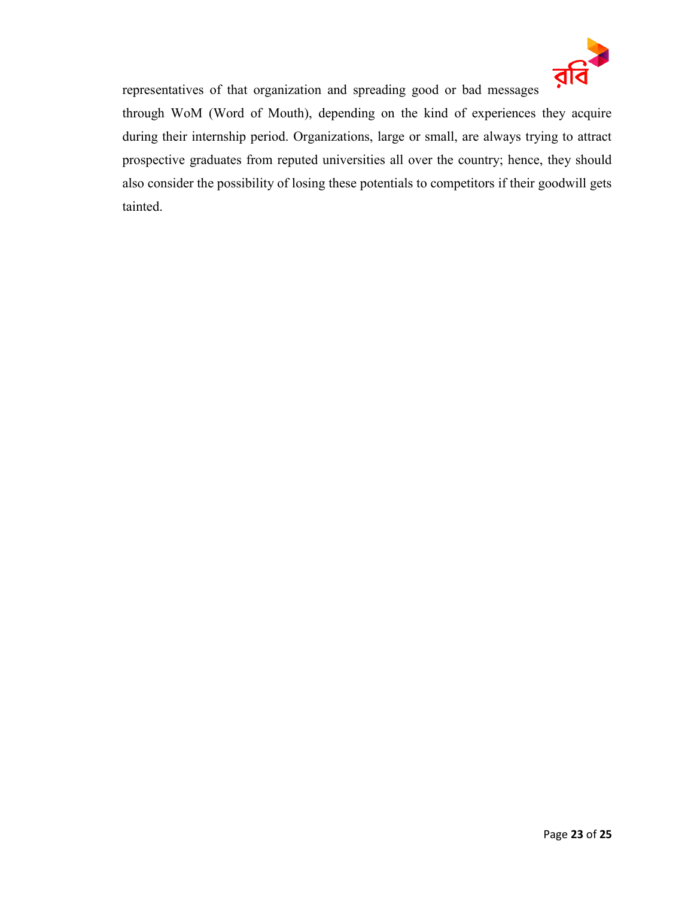representatives of that organization and spreading good or bad messages through WoM (Word of Mouth), depending on the kind of experiences they acquire during their internship period. Organizations, large or small, are always trying to attract prospective graduates from reputed universities all over the country; hence, they should also consider the possibility of losing these potentials to competitors if their goodwill gets tainted.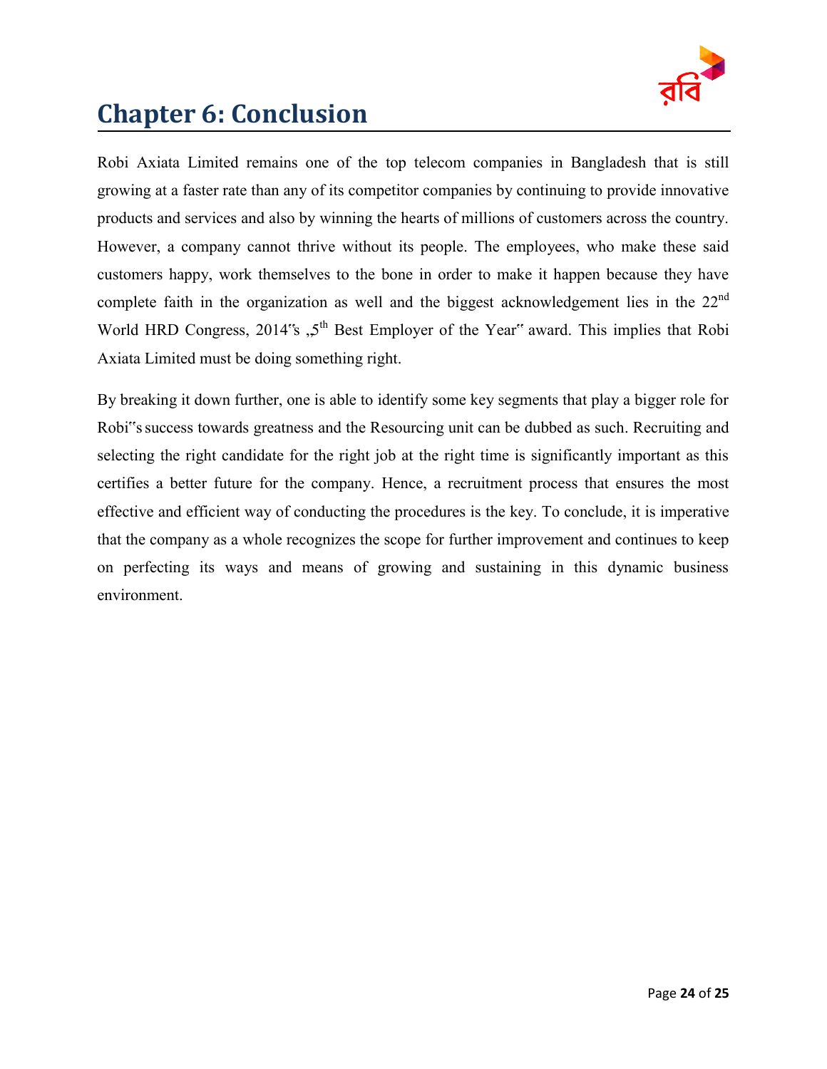# Chapter 6: Conclusion

Robi Axiata Limited remains one of the top telecom companies in Bangladesh that is still growing at a faster rate than any of its competitor companies by continuing to provide innovative products and services and also by winning the hearts of millions of customers across the country. However, a company cannot thrive without its people. The employees, who make these said customers happy, work themselves to the bone in order to make it happen because they have complete faith in the organization as well and the biggest acknowledgement lies in the 22nd World HRD Congress, 2014"s „5th Best Employer of the Year" award. This implies that Robi Axiata Limited must be doing something right.

By breaking it down further, one is able to identify some key segments that play a bigger role for Robi"s success towards greatness and the Resourcing unit can be dubbed as such. Recruiting and selecting the right candidate for the right job at the right time is significantly important as this certifies a better future for the company. Hence, a recruitment process that ensures the most effective and efficient way of conducting the procedures is the key. To conclude, it is imperative that the company as a whole recognizes the scope for further improvement and continues to keep on perfecting its ways and means of growing and sustaining in this dynamic business environment.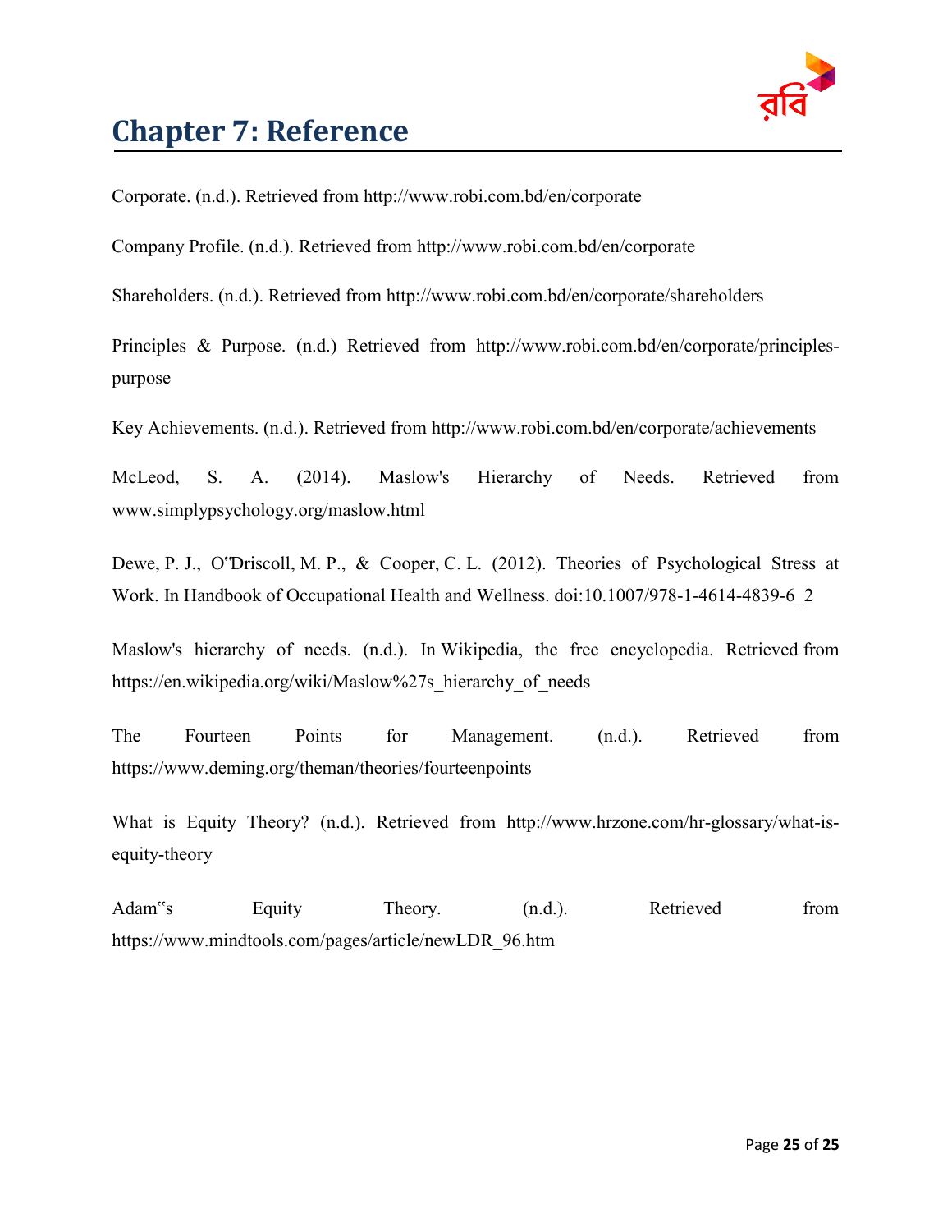# Chapter 7: Reference

Corporate. (n.d.). Retrieved from http://www.robi.com.bd/en/corporate

Company Profile. (n.d.). Retrieved from http://www.robi.com.bd/en/corporate

Shareholders. (n.d.). Retrieved from http://www.robi.com.bd/en/corporate/shareholders

Principles & Purpose. (n.d.) Retrieved from http://www.robi.com.bd/en/corporate/principles-purpose

Key Achievements. (n.d.). Retrieved from http://www.robi.com.bd/en/corporate/achievements

McLeod, S. A. (2014). Maslow's Hierarchy of Needs. Retrieved from www.simplypsychology.org/maslow.html

Dewe, P. J., O'Driscoll, M. P., & Cooper, C. L. (2012). Theories of Psychological Stress at Work. In Handbook of Occupational Health and Wellness. doi:10.1007/978-1-4614-4839-6_2

Maslow's hierarchy of needs. (n.d.). In Wikipedia, the free encyclopedia. Retrieved from https://en.wikipedia.org/wiki/Maslow%27s_hierarchy_of_needs

The Fourteen Points for Management. (n.d.). Retrieved from https://www.deming.org/theman/theories/fourteenpoints

What is Equity Theory? (n.d.). Retrieved from http://www.hrzone.com/hr-glossary/what-is-equity-theory

Adam‟s Equity Theory. (n.d.). Retrieved from https://www.mindtools.com/pages/article/newLDR_96.htm